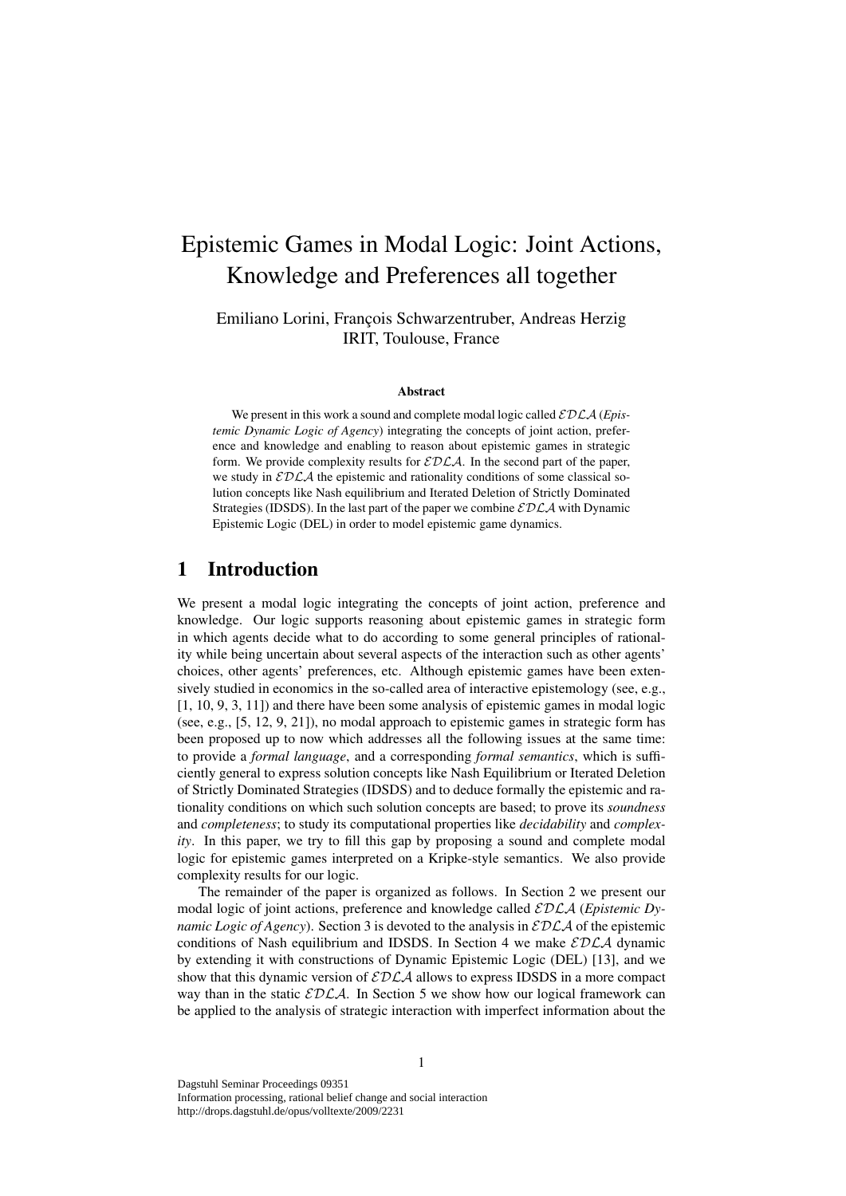# Epistemic Games in Modal Logic: Joint Actions, Knowledge and Preferences all together

Emiliano Lorini, François Schwarzentruber, Andreas Herzig
IRIT, Toulouse, France

### Abstract

We present in this work a sound and complete modal logic called $\mathcal{EDLA}$ (*Epistemic Dynamic Logic of Agency*) integrating the concepts of joint action, preference and knowledge and enabling to reason about epistemic games in strategic form. We provide complexity results for $\mathcal{EDLA}$. In the second part of the paper, we study in $\mathcal{EDLA}$ the epistemic and rationality conditions of some classical solution concepts like Nash equilibrium and Iterated Deletion of Strictly Dominated Strategies (IDSDS). In the last part of the paper we combine $\mathcal{EDLA}$ with Dynamic Epistemic Logic (DEL) in order to model epistemic game dynamics.

## 1 Introduction

We present a modal logic integrating the concepts of joint action, preference and knowledge. Our logic supports reasoning about epistemic games in strategic form in which agents decide what to do according to some general principles of rationality while being uncertain about several aspects of the interaction such as other agents' choices, other agents' preferences, etc. Although epistemic games have been extensively studied in economics in the so-called area of interactive epistemology (see, e.g., [1, 10, 9, 3, 11]) and there have been some analysis of epistemic games in modal logic (see, e.g., [5, 12, 9, 21]), no modal approach to epistemic games in strategic form has been proposed up to now which addresses all the following issues at the same time: to provide a *formal language*, and a corresponding *formal semantics*, which is sufficiently general to express solution concepts like Nash Equilibrium or Iterated Deletion of Strictly Dominated Strategies (IDSDS) and to deduce formally the epistemic and rationality conditions on which such solution concepts are based; to prove its *soundness* and *completeness*; to study its computational properties like *decidability* and *complexity*. In this paper, we try to fill this gap by proposing a sound and complete modal logic for epistemic games interpreted on a Kripke-style semantics. We also provide complexity results for our logic.

The remainder of the paper is organized as follows. In Section 2 we present our modal logic of joint actions, preference and knowledge called $\mathcal{EDLA}$ (*Epistemic Dynamic Logic of Agency*). Section 3 is devoted to the analysis in $\mathcal{EDLA}$ of the epistemic conditions of Nash equilibrium and IDSDS. In Section 4 we make $\mathcal{EDLA}$ dynamic by extending it with constructions of Dynamic Epistemic Logic (DEL) [13], and we show that this dynamic version of $\mathcal{EDLA}$ allows to express IDSDS in a more compact way than in the static $\mathcal{EDLA}$. In Section 5 we show how our logical framework can be applied to the analysis of strategic interaction with imperfect information about the

Dagstuhl Seminar Proceedings 09351
Information processing, rational belief change and social interaction
http://drops.dagstuhl.de/opus/volltexte/2009/2231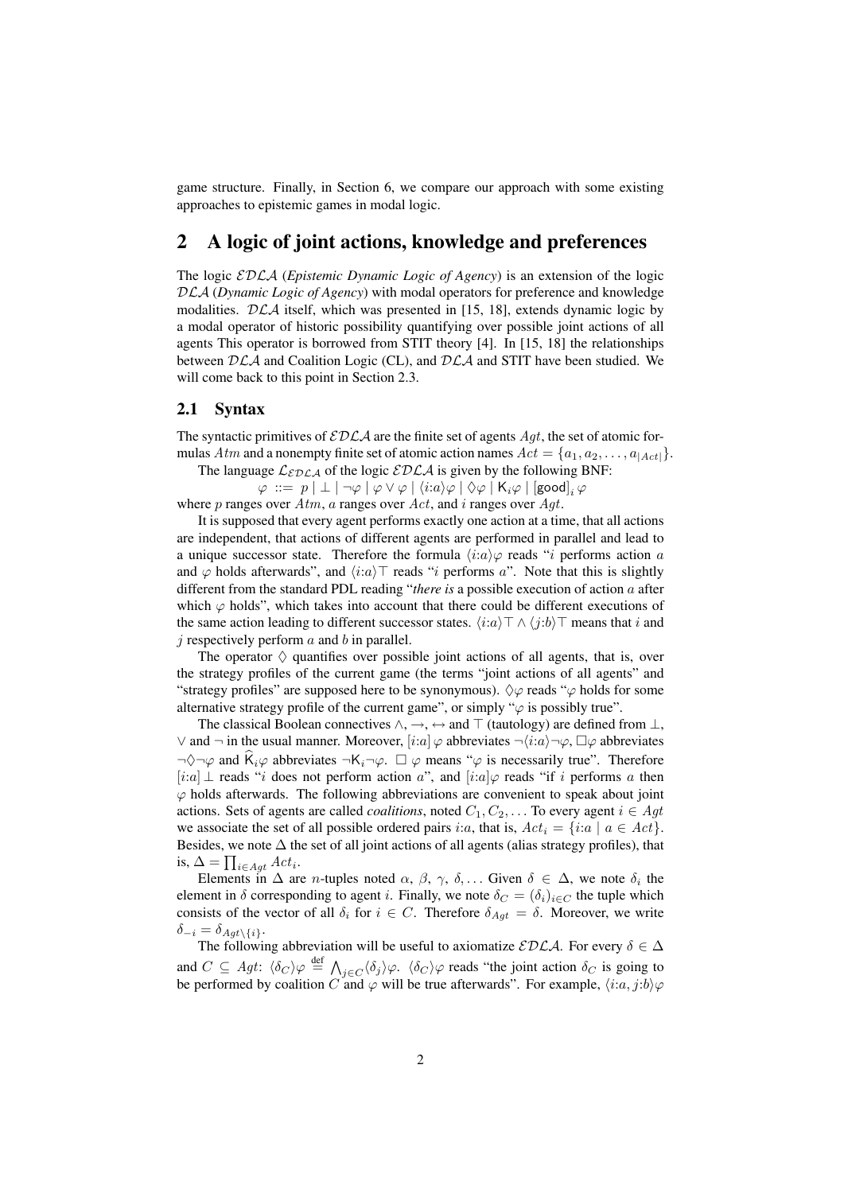game structure. Finally, in Section 6, we compare our approach with some existing approaches to epistemic games in modal logic.

## 2 A logic of joint actions, knowledge and preferences

The logic $\mathcal{EDLA}$ (*Epistemic Dynamic Logic of Agency*) is an extension of the logic $\mathcal{DLA}$ (*Dynamic Logic of Agency*) with modal operators for preference and knowledge modalities. $\mathcal{DLA}$ itself, which was presented in [15, 18], extends dynamic logic by a modal operator of historic possibility quantifying over possible joint actions of all agents This operator is borrowed from STIT theory [4]. In [15, 18] the relationships between $\mathcal{DLA}$ and Coalition Logic (CL), and $\mathcal{DLA}$ and STIT have been studied. We will come back to this point in Section 2.3.

### 2.1 Syntax

The syntactic primitives of $\mathcal{EDLA}$ are the finite set of agents $Agt$, the set of atomic formulas $Atm$ and a nonempty finite set of atomic action names $Act = \{a_1, a_2, \ldots, a_{|Act|}\}$.

The language $\mathcal{L}_{\mathcal{EDLA}}$ of the logic $\mathcal{EDLA}$ is given by the following BNF:

$$\varphi ::= p \mid \bot \mid \neg\varphi \mid \varphi \vee \varphi \mid \langle i{:}a \rangle \varphi \mid \Diamond \varphi \mid \mathsf{K}_i \varphi \mid [\mathsf{good}]_i \, \varphi$$

where $p$ ranges over $Atm$, $a$ ranges over $Act$, and $i$ ranges over $Agt$.

It is supposed that every agent performs exactly one action at a time, that all actions are independent, that actions of different agents are performed in parallel and lead to a unique successor state. Therefore the formula $\langle i{:}a \rangle \varphi$ reads "$i$ performs action $a$ and $\varphi$ holds afterwards", and $\langle i{:}a \rangle \top$ reads "$i$ performs $a$". Note that this is slightly different from the standard PDL reading "*there is* a possible execution of action $a$ after which $\varphi$ holds", which takes into account that there could be different executions of the same action leading to different successor states. $\langle i{:}a \rangle \top \wedge \langle j{:}b \rangle \top$ means that $i$ and $j$ respectively perform $a$ and $b$ in parallel.

The operator $\Diamond$ quantifies over possible joint actions of all agents, that is, over the strategy profiles of the current game (the terms "joint actions of all agents" and "strategy profiles" are supposed here to be synonymous). $\Diamond \varphi$ reads "$\varphi$ holds for some alternative strategy profile of the current game", or simply "$\varphi$ is possibly true".

The classical Boolean connectives $\wedge, \rightarrow, \leftrightarrow$ and $\top$ (tautology) are defined from $\bot$, $\vee$ and $\neg$ in the usual manner. Moreover, $[i{:}a]\,\varphi$ abbreviates $\neg\langle i{:}a \rangle \neg\varphi$, $\Box\varphi$ abbreviates $\neg\Diamond\neg\varphi$ and $\widehat{\mathsf{K}}_i \varphi$ abbreviates $\neg\mathsf{K}_i \neg\varphi$. $\Box\,\varphi$ means "$\varphi$ is necessarily true". Therefore $[i{:}a]\,\bot$ reads "$i$ does not perform action $a$", and $[i{:}a]\varphi$ reads "if $i$ performs $a$ then $\varphi$ holds afterwards. The following abbreviations are convenient to speak about joint actions. Sets of agents are called *coalitions*, noted $C_1, C_2, \ldots$ To every agent $i \in Agt$ we associate the set of all possible ordered pairs $i{:}a$, that is, $Act_i = \{i{:}a \mid a \in Act\}$. Besides, we note $\Delta$ the set of all joint actions of all agents (alias strategy profiles), that is, $\Delta = \prod_{i \in Agt} Act_i$.

Elements in $\Delta$ are $n$-tuples noted $\alpha, \beta, \gamma, \delta, \ldots$ Given $\delta \in \Delta$, we note $\delta_i$ the element in $\delta$ corresponding to agent $i$. Finally, we note $\delta_C = (\delta_i)_{i \in C}$ the tuple which consists of the vector of all $\delta_i$ for $i \in C$. Therefore $\delta_{Agt} = \delta$. Moreover, we write $\delta_{-i} = \delta_{Agt \setminus \{i\}}$.

The following abbreviation will be useful to axiomatize $\mathcal{EDLA}$. For every $\delta \in \Delta$ and $C \subseteq Agt$: $\langle \delta_C \rangle \varphi \stackrel{\text{def}}{=} \bigwedge_{j \in C} \langle \delta_j \rangle \varphi$. $\langle \delta_C \rangle \varphi$ reads "the joint action $\delta_C$ is going to be performed by coalition $C$ and $\varphi$ will be true afterwards". For example, $\langle i{:}a, j{:}b \rangle \varphi$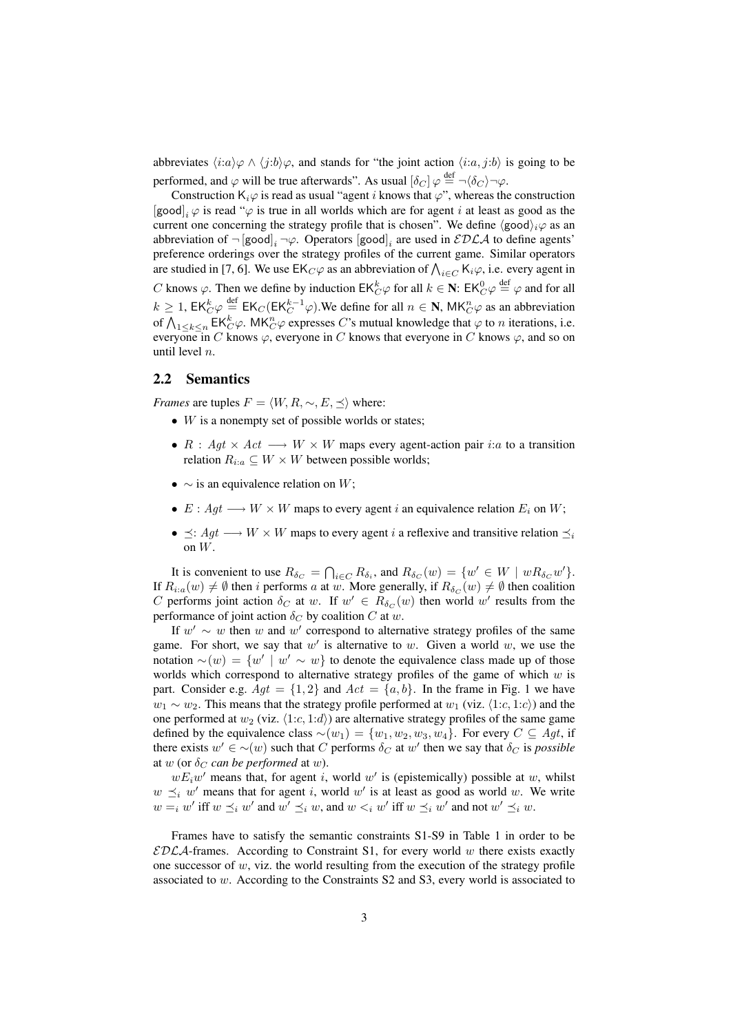abbreviates $\langle i{:}a\rangle\varphi \wedge \langle j{:}b\rangle\varphi$, and stands for "the joint action $\langle i{:}a, j{:}b\rangle$ is going to be performed, and $\varphi$ will be true afterwards". As usual $[\delta_C]\,\varphi \stackrel{\text{def}}{=} \neg\langle\delta_C\rangle\neg\varphi$.

Construction $\mathsf{K}_i\varphi$ is read as usual "agent $i$ knows that $\varphi$", whereas the construction $[\mathsf{good}]_i\,\varphi$ is read "$\varphi$ is true in all worlds which are for agent $i$ at least as good as the current one concerning the strategy profile that is chosen". We define $\langle\mathsf{good}\rangle_i\varphi$ as an abbreviation of $\neg\,[\mathsf{good}]_i\,\neg\varphi$. Operators $[\mathsf{good}]_i$ are used in $\mathcal{EDLA}$ to define agents' preference orderings over the strategy profiles of the current game. Similar operators are studied in [7, 6]. We use $\mathsf{EK}_C\varphi$ as an abbreviation of $\bigwedge_{i\in C}\mathsf{K}_i\varphi$, i.e. every agent in $C$ knows $\varphi$. Then we define by induction $\mathsf{EK}^k_C\varphi$ for all $k\in\mathbf{N}$: $\mathsf{EK}^0_C\varphi \stackrel{\text{def}}{=} \varphi$ and for all $k\geq 1$, $\mathsf{EK}^k_C\varphi \stackrel{\text{def}}{=} \mathsf{EK}_C(\mathsf{EK}^{k-1}_C\varphi)$.We define for all $n\in\mathbf{N}$, $\mathsf{MK}^n_C\varphi$ as an abbreviation of $\bigwedge_{1\leq k\leq n}\mathsf{EK}^k_C\varphi$. $\mathsf{MK}^n_C\varphi$ expresses $C$'s mutual knowledge that $\varphi$ to $n$ iterations, i.e. everyone in $C$ knows $\varphi$, everyone in $C$ knows that everyone in $C$ knows $\varphi$, and so on until level $n$.

## 2.2 Semantics

*Frames* are tuples $F = \langle W, R, \sim, E, \preceq\rangle$ where:

- $W$ is a nonempty set of possible worlds or states;
- $R : Agt \times Act \longrightarrow W \times W$ maps every agent-action pair $i{:}a$ to a transition relation $R_{i:a} \subseteq W \times W$ between possible worlds;
- $\sim$ is an equivalence relation on $W$;
- $E : Agt \longrightarrow W \times W$ maps to every agent $i$ an equivalence relation $E_i$ on $W$;
- $\preceq: Agt \longrightarrow W \times W$ maps to every agent $i$ a reflexive and transitive relation $\preceq_i$ on $W$.

It is convenient to use $R_{\delta_C} = \bigcap_{i\in C} R_{\delta_i}$, and $R_{\delta_C}(w) = \{w' \in W \mid wR_{\delta_C}w'\}$. If $R_{i:a}(w) \neq \emptyset$ then $i$ performs $a$ at $w$. More generally, if $R_{\delta_C}(w) \neq \emptyset$ then coalition $C$ performs joint action $\delta_C$ at $w$. If $w' \in R_{\delta_C}(w)$ then world $w'$ results from the performance of joint action $\delta_C$ by coalition $C$ at $w$.

If $w' \sim w$ then $w$ and $w'$ correspond to alternative strategy profiles of the same game. For short, we say that $w'$ is alternative to $w$. Given a world $w$, we use the notation $\sim(w) = \{w' \mid w' \sim w\}$ to denote the equivalence class made up of those worlds which correspond to alternative strategy profiles of the game of which $w$ is part. Consider e.g. $Agt = \{1, 2\}$ and $Act = \{a, b\}$. In the frame in Fig. 1 we have $w_1 \sim w_2$. This means that the strategy profile performed at $w_1$ (viz. $\langle 1{:}c, 1{:}c\rangle$) and the one performed at $w_2$ (viz. $\langle 1{:}c, 1{:}d\rangle$) are alternative strategy profiles of the same game defined by the equivalence class $\sim(w_1) = \{w_1, w_2, w_3, w_4\}$. For every $C \subseteq Agt$, if there exists $w' \in \sim(w)$ such that $C$ performs $\delta_C$ at $w'$ then we say that $\delta_C$ is *possible* at $w$ (or $\delta_C$ *can be performed* at $w$).

$wE_iw'$ means that, for agent $i$, world $w'$ is (epistemically) possible at $w$, whilst $w \preceq_i w'$ means that for agent $i$, world $w'$ is at least as good as world $w$. We write $w =_i w'$ iff $w \preceq_i w'$ and $w' \preceq_i w$, and $w <_i w'$ iff $w \preceq_i w'$ and not $w' \preceq_i w$.

Frames have to satisfy the semantic constraints S1-S9 in Table 1 in order to be $\mathcal{EDLA}$-frames. According to Constraint S1, for every world $w$ there exists exactly one successor of $w$, viz. the world resulting from the execution of the strategy profile associated to $w$. According to the Constraints S2 and S3, every world is associated to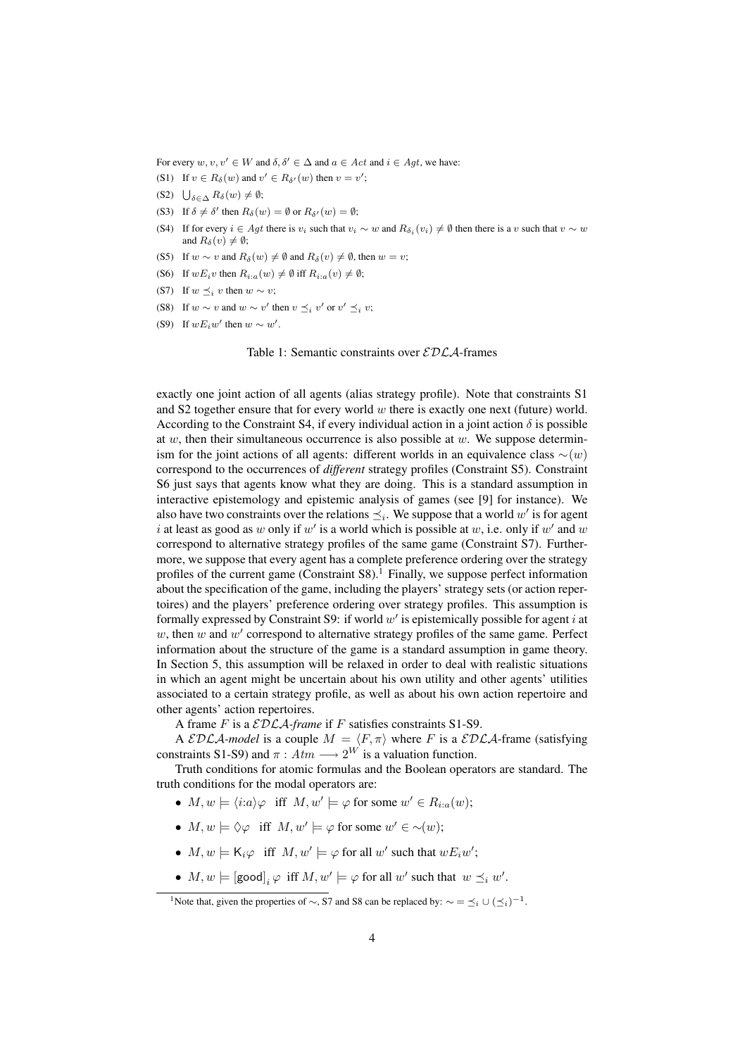For every $w, v, v' \in W$ and $\delta, \delta' \in \Delta$ and $a \in Act$ and $i \in Agt$, we have:

(S1) If $v \in R_\delta(w)$ and $v' \in R_{\delta'}(w)$ then $v = v'$;

(S2) $\bigcup_{\delta \in \Delta} R_\delta(w) \neq \emptyset$;

(S3) If $\delta \neq \delta'$ then $R_\delta(w) = \emptyset$ or $R_{\delta'}(w) = \emptyset$;

(S4) If for every $i \in Agt$ there is $v_i$ such that $v_i \sim w$ and $R_{\delta_i}(v_i) \neq \emptyset$ then there is a $v$ such that $v \sim w$ and $R_\delta(v) \neq \emptyset$;

(S5) If $w \sim v$ and $R_\delta(w) \neq \emptyset$ and $R_\delta(v) \neq \emptyset$, then $w = v$;

(S6) If $wE_iv$ then $R_{i:a}(w) \neq \emptyset$ iff $R_{i:a}(v) \neq \emptyset$;

(S7) If $w \preceq_i v$ then $w \sim v$;

(S8) If $w \sim v$ and $w \sim v'$ then $v \preceq_i v'$ or $v' \preceq_i v$;

(S9) If $wE_iw'$ then $w \sim w'$.

Table 1: Semantic constraints over $\mathcal{EDLA}$-frames

exactly one joint action of all agents (alias strategy profile). Note that constraints S1 and S2 together ensure that for every world $w$ there is exactly one next (future) world. According to the Constraint S4, if every individual action in a joint action $\delta$ is possible at $w$, then their simultaneous occurrence is also possible at $w$. We suppose determinism for the joint actions of all agents: different worlds in an equivalence class $\sim(w)$ correspond to the occurrences of *different* strategy profiles (Constraint S5). Constraint S6 just says that agents know what they are doing. This is a standard assumption in interactive epistemology and epistemic analysis of games (see [9] for instance). We also have two constraints over the relations $\preceq_i$. We suppose that a world $w'$ is for agent $i$ at least as good as $w$ only if $w'$ is a world which is possible at $w$, i.e. only if $w'$ and $w$ correspond to alternative strategy profiles of the same game (Constraint S7). Furthermore, we suppose that every agent has a complete preference ordering over the strategy profiles of the current game (Constraint S8).[1] Finally, we suppose perfect information about the specification of the game, including the players' strategy sets (or action repertoires) and the players' preference ordering over strategy profiles. This assumption is formally expressed by Constraint S9: if world $w'$ is epistemically possible for agent $i$ at $w$, then $w$ and $w'$ correspond to alternative strategy profiles of the same game. Perfect information about the structure of the game is a standard assumption in game theory. In Section 5, this assumption will be relaxed in order to deal with realistic situations in which an agent might be uncertain about his own utility and other agents' utilities associated to a certain strategy profile, as well as about his own action repertoire and other agents' action repertoires.

A frame $F$ is a $\mathcal{EDLA}$*-frame* if $F$ satisfies constraints S1-S9.

A $\mathcal{EDLA}$*-model* is a couple $M = \langle F, \pi \rangle$ where $F$ is a $\mathcal{EDLA}$-frame (satisfying constraints S1-S9) and $\pi : Atm \longrightarrow 2^W$ is a valuation function.

Truth conditions for atomic formulas and the Boolean operators are standard. The truth conditions for the modal operators are:

- $M, w \models \langle i{:}a \rangle \varphi$ iff $M, w' \models \varphi$ for some $w' \in R_{i:a}(w)$;
- $M, w \models \Diamond \varphi$ iff $M, w' \models \varphi$ for some $w' \in \sim(w)$;
- $M, w \models \mathsf{K}_i \varphi$ iff $M, w' \models \varphi$ for all $w'$ such that $wE_iw'$;
- $M, w \models [\mathsf{good}]_i\, \varphi$ iff $M, w' \models \varphi$ for all $w'$ such that $w \preceq_i w'$.

[1] Note that, given the properties of $\sim$, S7 and S8 can be replaced by: $\sim = \preceq_i \cup (\preceq_i)^{-1}$.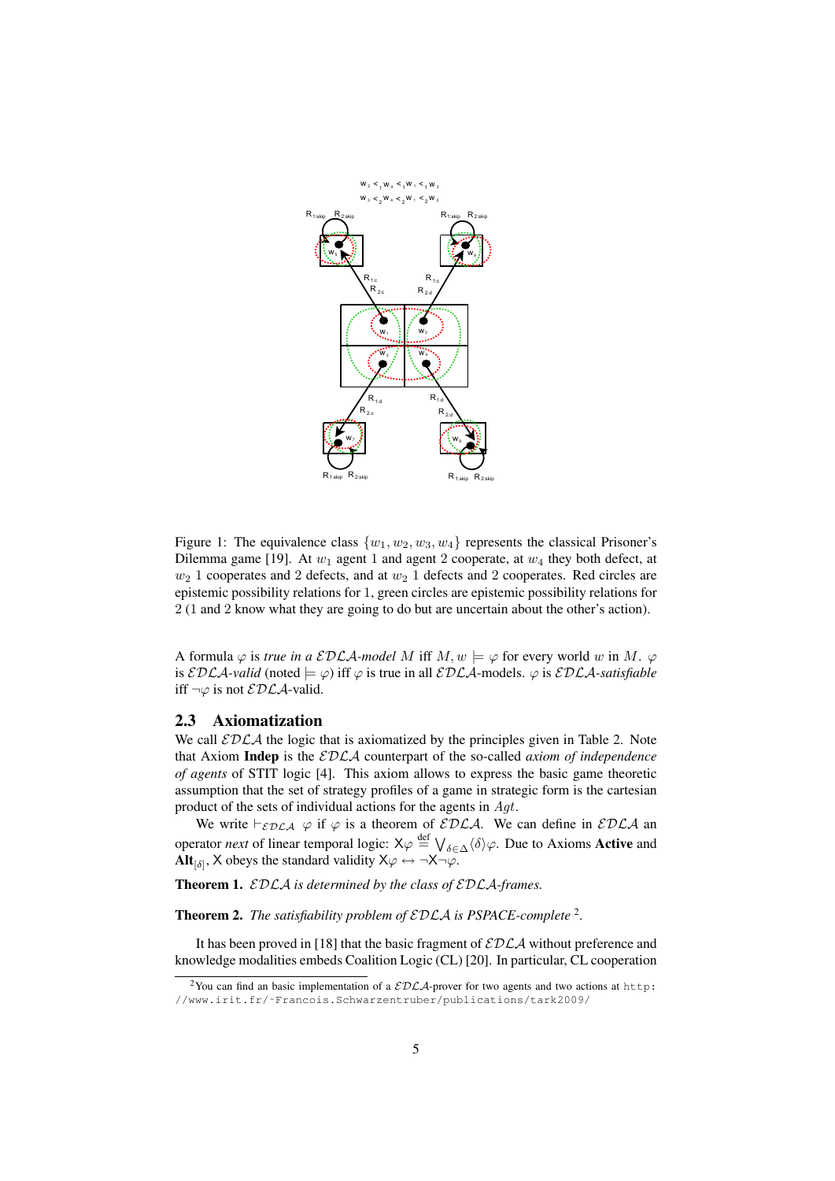Figure 1: The equivalence class $\{w_1, w_2, w_3, w_4\}$ represents the classical Prisoner's Dilemma game [19]. At $w_1$ agent 1 and agent 2 cooperate, at $w_4$ they both defect, at $w_2$ 1 cooperates and 2 defects, and at $w_2$ 1 defects and 2 cooperates. Red circles are epistemic possibility relations for 1, green circles are epistemic possibility relations for 2 (1 and 2 know what they are going to do but are uncertain about the other's action).

A formula $\varphi$ is *true in a $\mathcal{EDLA}$-model* $M$ iff $M, w \models \varphi$ for every world $w$ in $M$. $\varphi$ is *$\mathcal{EDLA}$-valid* (noted $\models \varphi$) iff $\varphi$ is true in all $\mathcal{EDLA}$-models. $\varphi$ is *$\mathcal{EDLA}$-satisfiable* iff $\neg\varphi$ is not $\mathcal{EDLA}$-valid.

## 2.3 Axiomatization

We call $\mathcal{EDLA}$ the logic that is axiomatized by the principles given in Table 2. Note that Axiom **Indep** is the $\mathcal{EDLA}$ counterpart of the so-called *axiom of independence of agents* of STIT logic [4]. This axiom allows to express the basic game theoretic assumption that the set of strategy profiles of a game in strategic form is the cartesian product of the sets of individual actions for the agents in $Agt$.

We write $\vdash_{\mathcal{EDLA}} \varphi$ if $\varphi$ is a theorem of $\mathcal{EDLA}$. We can define in $\mathcal{EDLA}$ an operator *next* of linear temporal logic: $\mathsf{X}\varphi \stackrel{\text{def}}{=} \bigvee_{\delta \in \Delta} \langle\delta\rangle\varphi$. Due to Axioms **Active** and **Alt**$_{[\delta]}$, $\mathsf{X}$ obeys the standard validity $\mathsf{X}\varphi \leftrightarrow \neg\mathsf{X}\neg\varphi$.

**Theorem 1.** *$\mathcal{EDLA}$ is determined by the class of $\mathcal{EDLA}$-frames.*

**Theorem 2.** *The satisfiability problem of $\mathcal{EDLA}$ is PSPACE-complete* [2].

It has been proved in [18] that the basic fragment of $\mathcal{EDLA}$ without preference and knowledge modalities embeds Coalition Logic (CL) [20]. In particular, CL cooperation

[2] You can find an basic implementation of a $\mathcal{EDLA}$-prover for two agents and two actions at `http://www.irit.fr/~Francois.Schwarzentruber/publications/tark2009/`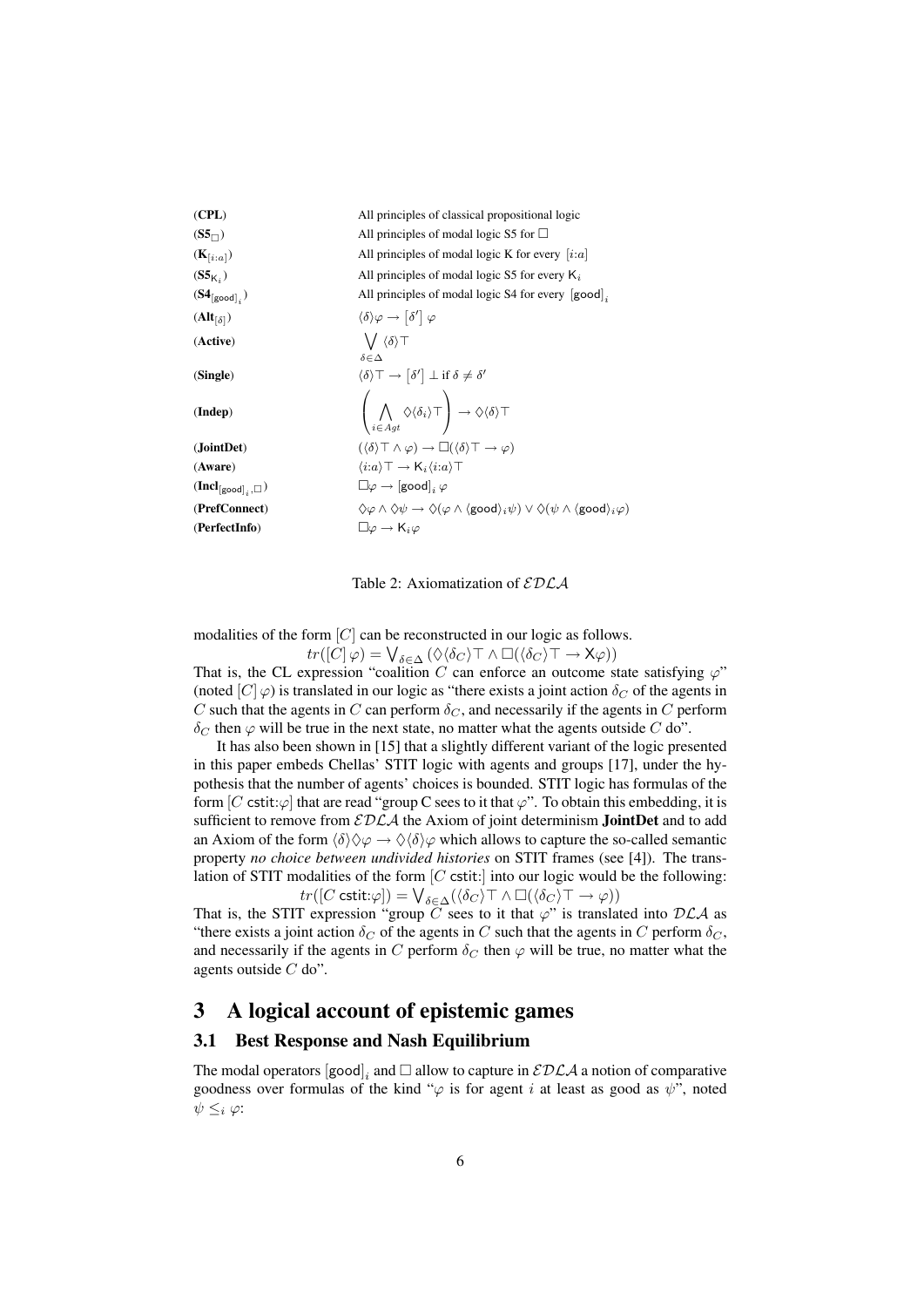| | |
|---|---|
| (**CPL**) | All principles of classical propositional logic |
| ($\mathbf{S5}_{\Box}$) | All principles of modal logic S5 for $\Box$ |
| ($\mathbf{K}_{[i:a]}$) | All principles of modal logic K for every $[i{:}a]$ |
| ($\mathbf{S5}_{\mathsf{K}_i}$) | All principles of modal logic S5 for every $\mathsf{K}_i$ |
| ($\mathbf{S4}_{[\mathsf{good}]_i}$) | All principles of modal logic S4 for every $[\mathsf{good}]_i$ |
| ($\mathbf{Alt}_{[\delta]}$) | $\langle\delta\rangle\varphi \rightarrow [\delta']\,\varphi$ |
| (**Active**) | $\bigvee_{\delta\in\Delta} \langle\delta\rangle\top$ |
| (**Single**) | $\langle\delta\rangle\top \rightarrow [\delta']\,\bot$ if $\delta \neq \delta'$ |
| (**Indep**) | $\left(\bigwedge_{i\in Agt} \Diamond\langle\delta_i\rangle\top\right) \rightarrow \Diamond\langle\delta\rangle\top$ |
| (**JointDet**) | $(\langle\delta\rangle\top \wedge \varphi) \rightarrow \Box(\langle\delta\rangle\top \rightarrow \varphi)$ |
| (**Aware**) | $\langle i{:}a\rangle\top \rightarrow \mathsf{K}_i\langle i{:}a\rangle\top$ |
| ($\mathbf{Incl}_{[\mathsf{good}]_i,\Box}$) | $\Box\varphi \rightarrow [\mathsf{good}]_i\,\varphi$ |
| (**PrefConnect**) | $\Diamond\varphi \wedge \Diamond\psi \rightarrow \Diamond(\varphi \wedge \langle\mathsf{good}\rangle_i\psi) \vee \Diamond(\psi \wedge \langle\mathsf{good}\rangle_i\varphi)$ |
| (**PerfectInfo**) | $\Box\varphi \rightarrow \mathsf{K}_i\varphi$ |

Table 2: Axiomatization of $\mathcal{EDLA}$

modalities of the form $[C]$ can be reconstructed in our logic as follows.

$$tr([C]\,\varphi) = \bigvee_{\delta\in\Delta} (\Diamond\langle\delta_C\rangle\top \wedge \Box(\langle\delta_C\rangle\top \rightarrow \mathsf{X}\varphi))$$

That is, the CL expression "coalition $C$ can enforce an outcome state satisfying $\varphi$" (noted $[C]\,\varphi$) is translated in our logic as "there exists a joint action $\delta_C$ of the agents in $C$ such that the agents in $C$ can perform $\delta_C$, and necessarily if the agents in $C$ perform $\delta_C$ then $\varphi$ will be true in the next state, no matter what the agents outside $C$ do".

It has also been shown in [15] that a slightly different variant of the logic presented in this paper embeds Chellas' STIT logic with agents and groups [17], under the hypothesis that the number of agents' choices is bounded. STIT logic has formulas of the form $[C\ \mathsf{cstit}{:}\varphi]$ that are read "group C sees to it that $\varphi$". To obtain this embedding, it is sufficient to remove from $\mathcal{EDLA}$ the Axiom of joint determinism **JointDet** and to add an Axiom of the form $\langle\delta\rangle\Diamond\varphi \rightarrow \Diamond\langle\delta\rangle\varphi$ which allows to capture the so-called semantic property *no choice between undivided histories* on STIT frames (see [4]). The translation of STIT modalities of the form $[C\ \mathsf{cstit}{:}]$ into our logic would be the following:

$$tr([C\ \mathsf{cstit}{:}\varphi]) = \bigvee_{\delta\in\Delta}(\langle\delta_C\rangle\top \wedge \Box(\langle\delta_C\rangle\top \rightarrow \varphi))$$

That is, the STIT expression "group $C$ sees to it that $\varphi$" is translated into $\mathcal{DLA}$ as "there exists a joint action $\delta_C$ of the agents in $C$ such that the agents in $C$ perform $\delta_C$, and necessarily if the agents in $C$ perform $\delta_C$ then $\varphi$ will be true, no matter what the agents outside $C$ do".

# 3 A logical account of epistemic games

## 3.1 Best Response and Nash Equilibrium

The modal operators $[\mathsf{good}]_i$ and $\Box$ allow to capture in $\mathcal{EDLA}$ a notion of comparative goodness over formulas of the kind "$\varphi$ is for agent $i$ at least as good as $\psi$", noted $\psi \leq_i \varphi$: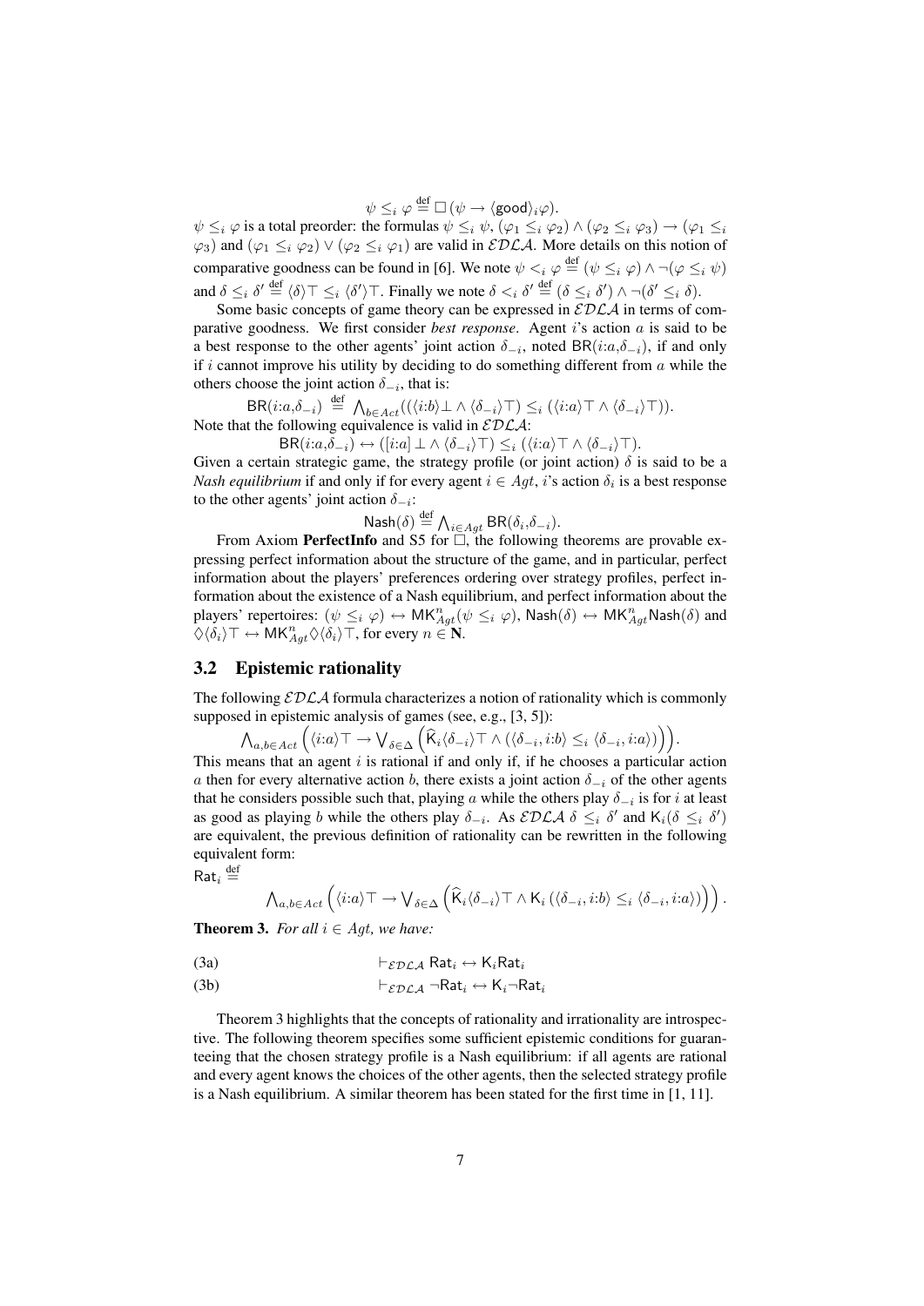$$\psi \leq_i \varphi \overset{\text{def}}{=} \Box(\psi \rightarrow \langle \mathsf{good} \rangle_i \varphi).$$

$\psi \leq_i \varphi$ is a total preorder: the formulas $\psi \leq_i \psi$, $(\varphi_1 \leq_i \varphi_2) \wedge (\varphi_2 \leq_i \varphi_3) \rightarrow (\varphi_1 \leq_i \varphi_3)$ and $(\varphi_1 \leq_i \varphi_2) \vee (\varphi_2 \leq_i \varphi_1)$ are valid in $\mathcal{EDLA}$. More details on this notion of comparative goodness can be found in [6]. We note $\psi <_i \varphi \overset{\text{def}}{=} (\psi \leq_i \varphi) \wedge \neg(\varphi \leq_i \psi)$ and $\delta \leq_i \delta' \overset{\text{def}}{=} \langle \delta \rangle \top \leq_i \langle \delta' \rangle \top$. Finally we note $\delta <_i \delta' \overset{\text{def}}{=} (\delta \leq_i \delta') \wedge \neg(\delta' \leq_i \delta)$.

Some basic concepts of game theory can be expressed in $\mathcal{EDLA}$ in terms of comparative goodness. We first consider *best response*. Agent $i$'s action $a$ is said to be a best response to the other agents' joint action $\delta_{-i}$, noted $\mathsf{BR}(i{:}a,\delta_{-i})$, if and only if $i$ cannot improve his utility by deciding to do something different from $a$ while the others choose the joint action $\delta_{-i}$, that is:

$$\mathsf{BR}(i{:}a,\delta_{-i}) \overset{\text{def}}{=} \bigwedge_{b \in Act}((\langle i{:}b \rangle \bot \wedge \langle \delta_{-i} \rangle \top) \leq_i (\langle i{:}a \rangle \top \wedge \langle \delta_{-i} \rangle \top)).$$

Note that the following equivalence is valid in $\mathcal{EDLA}$:

$$\mathsf{BR}(i{:}a,\delta_{-i}) \leftrightarrow ([i{:}a] \bot \wedge \langle \delta_{-i} \rangle \top) \leq_i (\langle i{:}a \rangle \top \wedge \langle \delta_{-i} \rangle \top).$$

Given a certain strategic game, the strategy profile (or joint action) $\delta$ is said to be a *Nash equilibrium* if and only if for every agent $i \in Agt$, $i$'s action $\delta_i$ is a best response to the other agents' joint action $\delta_{-i}$:

$$\mathsf{Nash}(\delta) \overset{\text{def}}{=} \bigwedge_{i \in Agt} \mathsf{BR}(\delta_i,\delta_{-i}).$$

From Axiom **PerfectInfo** and S5 for $\Box$, the following theorems are provable expressing perfect information about the structure of the game, and in particular, perfect information about the players' preferences ordering over strategy profiles, perfect information about the existence of a Nash equilibrium, and perfect information about the players' repertoires: $(\psi \leq_i \varphi) \leftrightarrow \mathsf{MK}^n_{Agt}(\psi \leq_i \varphi)$, $\mathsf{Nash}(\delta) \leftrightarrow \mathsf{MK}^n_{Agt}\mathsf{Nash}(\delta)$ and $\Diamond\langle \delta_i \rangle \top \leftrightarrow \mathsf{MK}^n_{Agt}\Diamond\langle \delta_i \rangle \top$, for every $n \in \mathbf{N}$.

## 3.2 Epistemic rationality

The following $\mathcal{EDLA}$ formula characterizes a notion of rationality which is commonly supposed in epistemic analysis of games (see, e.g., [3, 5]):

$$\bigwedge_{a,b \in Act}\Big(\langle i{:}a \rangle \top \rightarrow \bigvee_{\delta \in \Delta}\Big(\widehat{\mathsf{K}}_i\langle \delta_{-i} \rangle \top \wedge (\langle \delta_{-i}, i{:}b \rangle \leq_i \langle \delta_{-i}, i{:}a \rangle)\Big)\Big).$$

This means that an agent $i$ is rational if and only if, if he chooses a particular action $a$ then for every alternative action $b$, there exists a joint action $\delta_{-i}$ of the other agents that he considers possible such that, playing $a$ while the others play $\delta_{-i}$ is for $i$ at least as good as playing $b$ while the others play $\delta_{-i}$. As $\mathcal{EDLA}$ $\delta \leq_i \delta'$ and $\mathsf{K}_i(\delta \leq_i \delta')$ are equivalent, the previous definition of rationality can be rewritten in the following equivalent form:

$\mathsf{Rat}_i \overset{\text{def}}{=}$

$$\bigwedge_{a,b \in Act}\Big(\langle i{:}a \rangle \top \rightarrow \bigvee_{\delta \in \Delta}\Big(\widehat{\mathsf{K}}_i\langle \delta_{-i} \rangle \top \wedge \mathsf{K}_i\left(\langle \delta_{-i}, i{:}b \rangle \leq_i \langle \delta_{-i}, i{:}a \rangle\right)\Big)\Big).$$

**Theorem 3.** *For all $i \in Agt$, we have:*

(3a) $\quad \vdash_{\mathcal{EDLA}} \mathsf{Rat}_i \leftrightarrow \mathsf{K}_i\mathsf{Rat}_i$

(3b) $\quad \vdash_{\mathcal{EDLA}} \neg\mathsf{Rat}_i \leftrightarrow \mathsf{K}_i\neg\mathsf{Rat}_i$

Theorem 3 highlights that the concepts of rationality and irrationality are introspective. The following theorem specifies some sufficient epistemic conditions for guaranteeing that the chosen strategy profile is a Nash equilibrium: if all agents are rational and every agent knows the choices of the other agents, then the selected strategy profile is a Nash equilibrium. A similar theorem has been stated for the first time in [1, 11].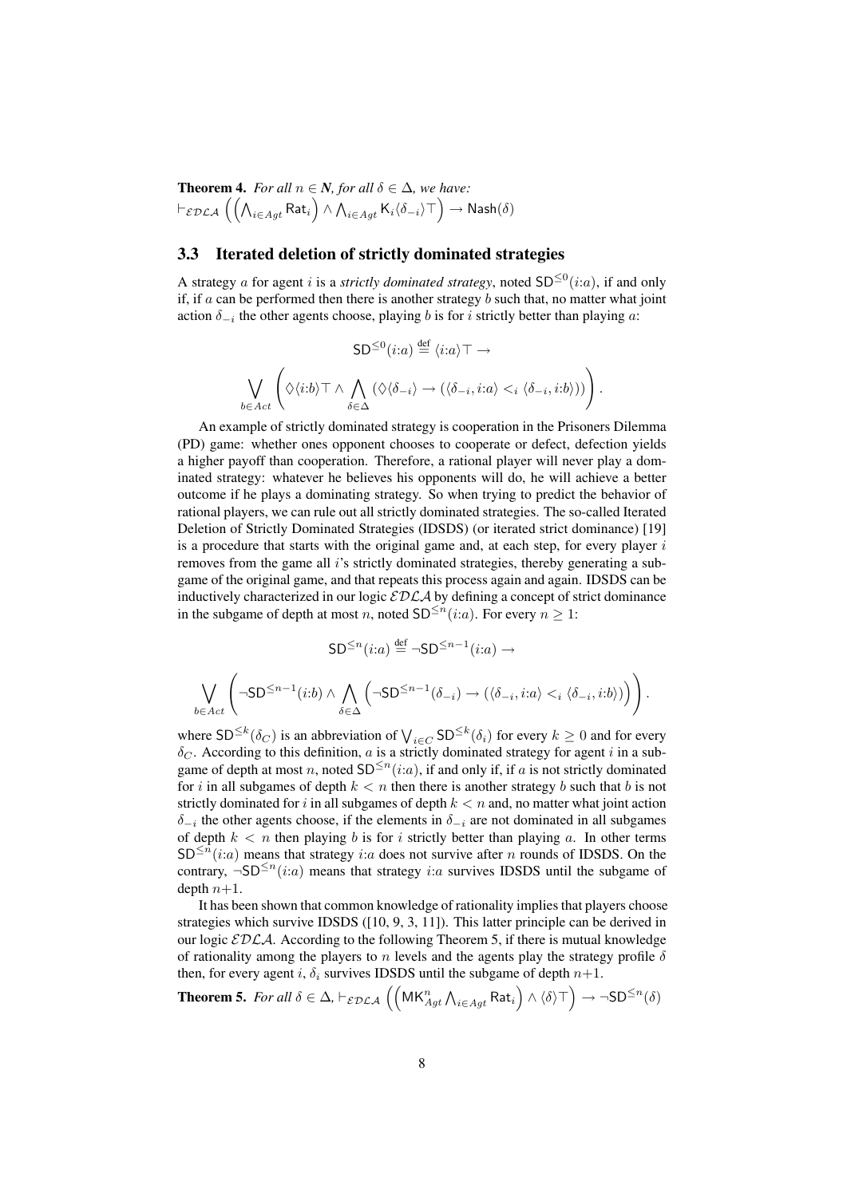**Theorem 4.** *For all $n \in \mathbf{N}$, for all $\delta \in \Delta$, we have:*
$\vdash_{\mathcal{EDLA}} \left( \left( \bigwedge_{i \in Agt} \mathsf{Rat}_i \right) \wedge \bigwedge_{i \in Agt} \mathsf{K}_i \langle \delta_{-i} \rangle \top \right) \rightarrow \mathsf{Nash}(\delta)$

## 3.3 Iterated deletion of strictly dominated strategies

A strategy $a$ for agent $i$ is a *strictly dominated strategy*, noted $\mathsf{SD}^{\leq 0}(i{:}a)$, if and only if, if $a$ can be performed then there is another strategy $b$ such that, no matter what joint action $\delta_{-i}$ the other agents choose, playing $b$ is for $i$ strictly better than playing $a$:

$$\mathsf{SD}^{\leq 0}(i{:}a) \stackrel{\text{def}}{=} \langle i{:}a \rangle \top \rightarrow$$

$$\bigvee_{b \in Act} \left( \Diamond \langle i{:}b \rangle \top \wedge \bigwedge_{\delta \in \Delta} \left( \Diamond \langle \delta_{-i} \rangle \rightarrow \left( \langle \delta_{-i}, i{:}a \rangle <_i \langle \delta_{-i}, i{:}b \rangle \right) \right) \right).$$

An example of strictly dominated strategy is cooperation in the Prisoners Dilemma (PD) game: whether ones opponent chooses to cooperate or defect, defection yields a higher payoff than cooperation. Therefore, a rational player will never play a dominated strategy: whatever he believes his opponents will do, he will achieve a better outcome if he plays a dominating strategy. So when trying to predict the behavior of rational players, we can rule out all strictly dominated strategies. The so-called Iterated Deletion of Strictly Dominated Strategies (IDSDS) (or iterated strict dominance) [19] is a procedure that starts with the original game and, at each step, for every player $i$ removes from the game all $i$'s strictly dominated strategies, thereby generating a subgame of the original game, and that repeats this process again and again. IDSDS can be inductively characterized in our logic $\mathcal{EDLA}$ by defining a concept of strict dominance in the subgame of depth at most $n$, noted $\mathsf{SD}^{\leq n}(i{:}a)$. For every $n \geq 1$:

$$\mathsf{SD}^{\leq n}(i{:}a) \stackrel{\text{def}}{=} \neg \mathsf{SD}^{\leq n-1}(i{:}a) \rightarrow$$

$$\bigvee_{b \in Act} \left( \neg \mathsf{SD}^{\leq n-1}(i{:}b) \wedge \bigwedge_{\delta \in \Delta} \left( \neg \mathsf{SD}^{\leq n-1}(\delta_{-i}) \rightarrow \left( \langle \delta_{-i}, i{:}a \rangle <_i \langle \delta_{-i}, i{:}b \rangle \right) \right) \right).$$

where $\mathsf{SD}^{\leq k}(\delta_C)$ is an abbreviation of $\bigvee_{i \in C} \mathsf{SD}^{\leq k}(\delta_i)$ for every $k \geq 0$ and for every $\delta_C$. According to this definition, $a$ is a strictly dominated strategy for agent $i$ in a subgame of depth at most $n$, noted $\mathsf{SD}^{\leq n}(i{:}a)$, if and only if, if $a$ is not strictly dominated for $i$ in all subgames of depth $k < n$ then there is another strategy $b$ such that $b$ is not strictly dominated for $i$ in all subgames of depth $k < n$ and, no matter what joint action $\delta_{-i}$ the other agents choose, if the elements in $\delta_{-i}$ are not dominated in all subgames of depth $k < n$ then playing $b$ is for $i$ strictly better than playing $a$. In other terms $\mathsf{SD}^{\leq n}(i{:}a)$ means that strategy $i{:}a$ does not survive after $n$ rounds of IDSDS. On the contrary, $\neg \mathsf{SD}^{\leq n}(i{:}a)$ means that strategy $i{:}a$ survives IDSDS until the subgame of depth $n{+}1$.

It has been shown that common knowledge of rationality implies that players choose strategies which survive IDSDS ([10, 9, 3, 11]). This latter principle can be derived in our logic $\mathcal{EDLA}$. According to the following Theorem 5, if there is mutual knowledge of rationality among the players to $n$ levels and the agents play the strategy profile $\delta$ then, for every agent $i$, $\delta_i$ survives IDSDS until the subgame of depth $n{+}1$.

**Theorem 5.** *For all $\delta \in \Delta$,* $\vdash_{\mathcal{EDLA}} \left( \left( \mathsf{MK}^n_{Agt} \bigwedge_{i \in Agt} \mathsf{Rat}_i \right) \wedge \langle \delta \rangle \top \right) \rightarrow \neg \mathsf{SD}^{\leq n}(\delta)$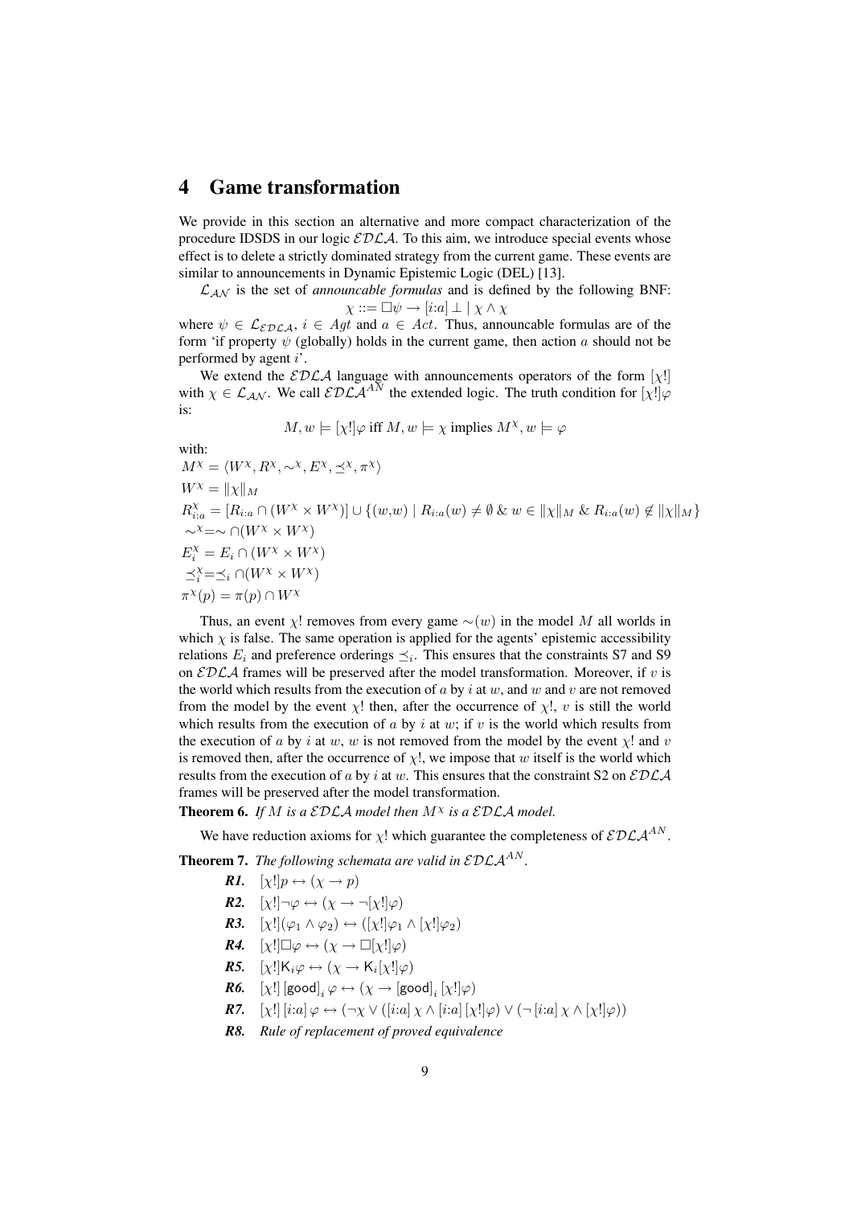# 4 Game transformation

We provide in this section an alternative and more compact characterization of the procedure IDSDS in our logic $\mathcal{EDLA}$. To this aim, we introduce special events whose effect is to delete a strictly dominated strategy from the current game. These events are similar to announcements in Dynamic Epistemic Logic (DEL) [13].

$\mathcal{L}_{\mathcal{AN}}$ is the set of *announcable formulas* and is defined by the following BNF:

$$\chi ::= \Box\psi \rightarrow [i{:}a]\perp \mid \chi \wedge \chi$$

where $\psi \in \mathcal{L}_{\mathcal{EDLA}}$, $i \in Agt$ and $a \in Act$. Thus, announcable formulas are of the form 'if property $\psi$ (globally) holds in the current game, then action $a$ should not be performed by agent $i$'.

We extend the $\mathcal{EDLA}$ language with announcements operators of the form $[\chi!]$ with $\chi \in \mathcal{L}_{\mathcal{AN}}$. We call $\mathcal{EDLA}^{AN}$ the extended logic. The truth condition for $[\chi!]\varphi$ is:

$$M, w \models [\chi!]\varphi \text{ iff } M, w \models \chi \text{ implies } M^{\chi}, w \models \varphi$$

with:

$M^{\chi} = \langle W^{\chi}, R^{\chi}, \sim^{\chi}, E^{\chi}, \preceq^{\chi}, \pi^{\chi}\rangle$

$W^{\chi} = \|\chi\|_M$

$R^{\chi}_{i:a} = [R_{i:a} \cap (W^{\chi} \times W^{\chi})] \cup \{(w,w) \mid R_{i:a}(w) \neq \emptyset \;\&\; w \in \|\chi\|_M \;\&\; R_{i:a}(w) \notin \|\chi\|_M\}$

$\sim^{\chi} = \sim \cap (W^{\chi} \times W^{\chi})$

$E^{\chi}_i = E_i \cap (W^{\chi} \times W^{\chi})$

$\preceq^{\chi}_i = \preceq_i \cap (W^{\chi} \times W^{\chi})$

$\pi^{\chi}(p) = \pi(p) \cap W^{\chi}$

Thus, an event $\chi!$ removes from every game $\sim(w)$ in the model $M$ all worlds in which $\chi$ is false. The same operation is applied for the agents' epistemic accessibility relations $E_i$ and preference orderings $\preceq_i$. This ensures that the constraints S7 and S9 on $\mathcal{EDLA}$ frames will be preserved after the model transformation. Moreover, if $v$ is the world which results from the execution of $a$ by $i$ at $w$, and $w$ and $v$ are not removed from the model by the event $\chi!$ then, after the occurrence of $\chi!$, $v$ is still the world which results from the execution of $a$ by $i$ at $w$; if $v$ is the world which results from the execution of $a$ by $i$ at $w$, $w$ is not removed from the model by the event $\chi!$ and $v$ is removed then, after the occurrence of $\chi!$, we impose that $w$ itself is the world which results from the execution of $a$ by $i$ at $w$. This ensures that the constraint S2 on $\mathcal{EDLA}$ frames will be preserved after the model transformation.

**Theorem 6.** *If $M$ is a $\mathcal{EDLA}$ model then $M^{\chi}$ is a $\mathcal{EDLA}$ model.*

We have reduction axioms for $\chi!$ which guarantee the completeness of $\mathcal{EDLA}^{AN}$.

**Theorem 7.** *The following schemata are valid in $\mathcal{EDLA}^{AN}$.*

- ***R1.*** $[\chi!]p \leftrightarrow (\chi \rightarrow p)$
- ***R2.*** $[\chi!]\neg\varphi \leftrightarrow (\chi \rightarrow \neg[\chi!]\varphi)$
- ***R3.*** $[\chi!](\varphi_1 \wedge \varphi_2) \leftrightarrow ([\chi!]\varphi_1 \wedge [\chi!]\varphi_2)$
- ***R4.*** $[\chi!]\Box\varphi \leftrightarrow (\chi \rightarrow \Box[\chi!]\varphi)$
- ***R5.*** $[\chi!]\mathsf{K}_i\varphi \leftrightarrow (\chi \rightarrow \mathsf{K}_i[\chi!]\varphi)$
- ***R6.*** $[\chi!]\,[\mathsf{good}]_i\,\varphi \leftrightarrow (\chi \rightarrow [\mathsf{good}]_i\,[\chi!]\varphi)$
- ***R7.*** $[\chi!]\,[i{:}a]\,\varphi \leftrightarrow (\neg\chi \vee ([i{:}a]\,\chi \wedge [i{:}a]\,[\chi!]\varphi) \vee (\neg\,[i{:}a]\,\chi \wedge [\chi!]\varphi))$
- ***R8.*** *Rule of replacement of proved equivalence*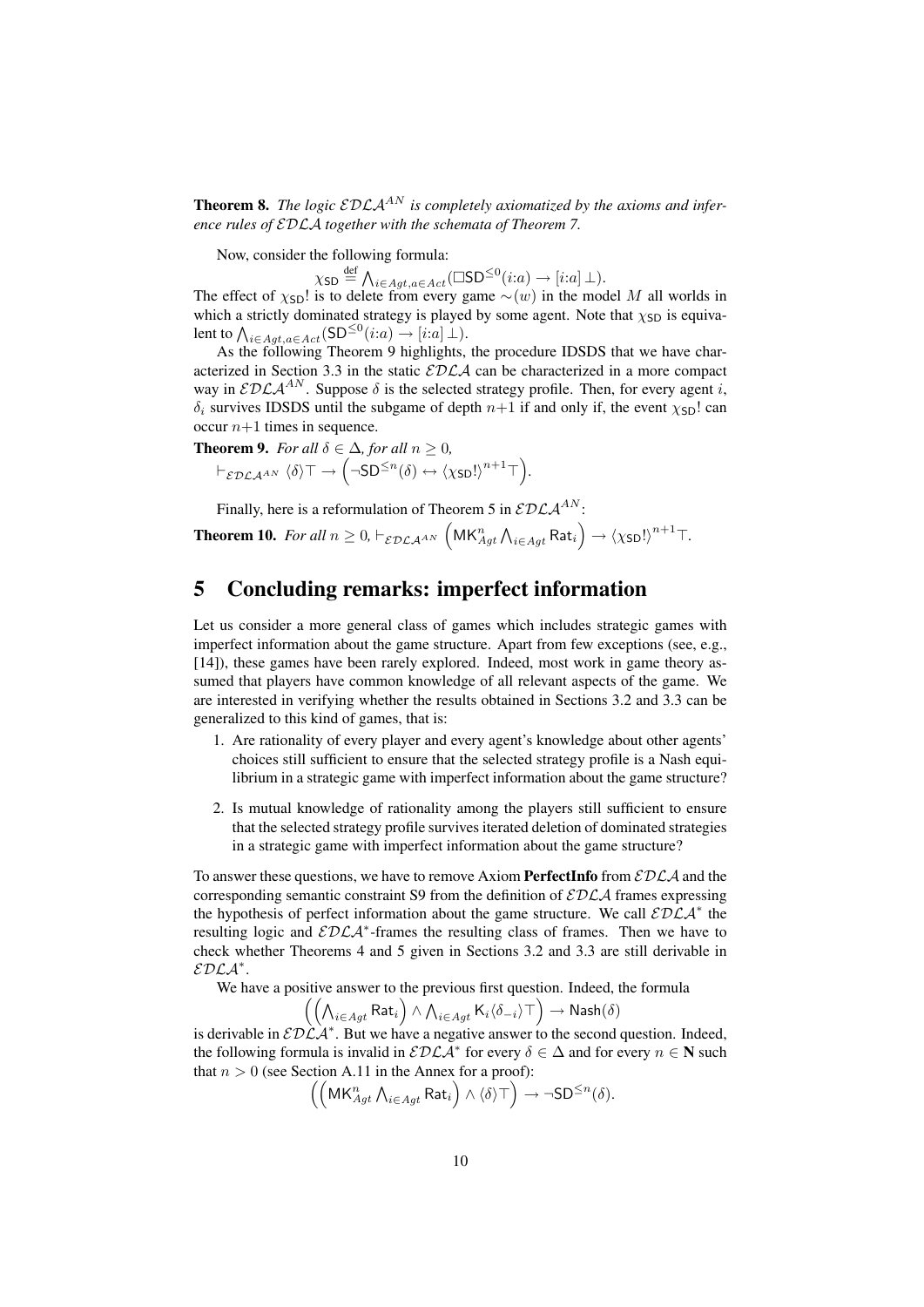**Theorem 8.** *The logic $\mathcal{EDLA}^{AN}$ is completely axiomatized by the axioms and inference rules of $\mathcal{EDLA}$ together with the schemata of Theorem 7.*

Now, consider the following formula:

$$\chi_{\mathsf{SD}} \stackrel{\text{def}}{=} \bigwedge_{i \in Agt, a \in Act} (\Box \mathsf{SD}^{\leq 0}(i{:}a) \rightarrow [i{:}a]\,\bot).$$

The effect of $\chi_{\mathsf{SD}}!$ is to delete from every game $\sim(w)$ in the model $M$ all worlds in which a strictly dominated strategy is played by some agent. Note that $\chi_{\mathsf{SD}}$ is equivalent to $\bigwedge_{i \in Agt, a \in Act} (\mathsf{SD}^{\leq 0}(i{:}a) \rightarrow [i{:}a]\,\bot)$.

As the following Theorem 9 highlights, the procedure IDSDS that we have characterized in Section 3.3 in the static $\mathcal{EDLA}$ can be characterized in a more compact way in $\mathcal{EDLA}^{AN}$. Suppose $\delta$ is the selected strategy profile. Then, for every agent $i$, $\delta_i$ survives IDSDS until the subgame of depth $n{+}1$ if and only if, the event $\chi_{\mathsf{SD}}!$ can occur $n{+}1$ times in sequence.

**Theorem 9.** *For all $\delta \in \Delta$, for all $n \geq 0$,*
$\vdash_{\mathcal{EDLA}^{AN}} \langle \delta \rangle \top \rightarrow \left( \neg \mathsf{SD}^{\leq n}(\delta) \leftrightarrow \langle \chi_{\mathsf{SD}}! \rangle^{n+1} \top \right).$

Finally, here is a reformulation of Theorem 5 in $\mathcal{EDLA}^{AN}$:

**Theorem 10.** *For all $n \geq 0$, $\vdash_{\mathcal{EDLA}^{AN}} \left( \mathsf{MK}^n_{Agt} \bigwedge_{i \in Agt} \mathsf{Rat}_i \right) \rightarrow \langle \chi_{\mathsf{SD}}! \rangle^{n+1} \top$.*

# 5 Concluding remarks: imperfect information

Let us consider a more general class of games which includes strategic games with imperfect information about the game structure. Apart from few exceptions (see, e.g., [14]), these games have been rarely explored. Indeed, most work in game theory assumed that players have common knowledge of all relevant aspects of the game. We are interested in verifying whether the results obtained in Sections 3.2 and 3.3 can be generalized to this kind of games, that is:

1. Are rationality of every player and every agent's knowledge about other agents' choices still sufficient to ensure that the selected strategy profile is a Nash equilibrium in a strategic game with imperfect information about the game structure?
2. Is mutual knowledge of rationality among the players still sufficient to ensure that the selected strategy profile survives iterated deletion of dominated strategies in a strategic game with imperfect information about the game structure?

To answer these questions, we have to remove Axiom **PerfectInfo** from $\mathcal{EDLA}$ and the corresponding semantic constraint S9 from the definition of $\mathcal{EDLA}$ frames expressing the hypothesis of perfect information about the game structure. We call $\mathcal{EDLA}^*$ the resulting logic and $\mathcal{EDLA}^*$-frames the resulting class of frames. Then we have to check whether Theorems 4 and 5 given in Sections 3.2 and 3.3 are still derivable in $\mathcal{EDLA}^*$.

We have a positive answer to the previous first question. Indeed, the formula

$$\left( \left( \bigwedge_{i \in Agt} \mathsf{Rat}_i \right) \wedge \bigwedge_{i \in Agt} \mathsf{K}_i \langle \delta_{-i} \rangle \top \right) \rightarrow \mathsf{Nash}(\delta)$$

is derivable in $\mathcal{EDLA}^*$. But we have a negative answer to the second question. Indeed, the following formula is invalid in $\mathcal{EDLA}^*$ for every $\delta \in \Delta$ and for every $n \in \mathbf{N}$ such that $n > 0$ (see Section A.11 in the Annex for a proof):

$$\left( \left( \mathsf{MK}^n_{Agt} \bigwedge_{i \in Agt} \mathsf{Rat}_i \right) \wedge \langle \delta \rangle \top \right) \rightarrow \neg \mathsf{SD}^{\leq n}(\delta).$$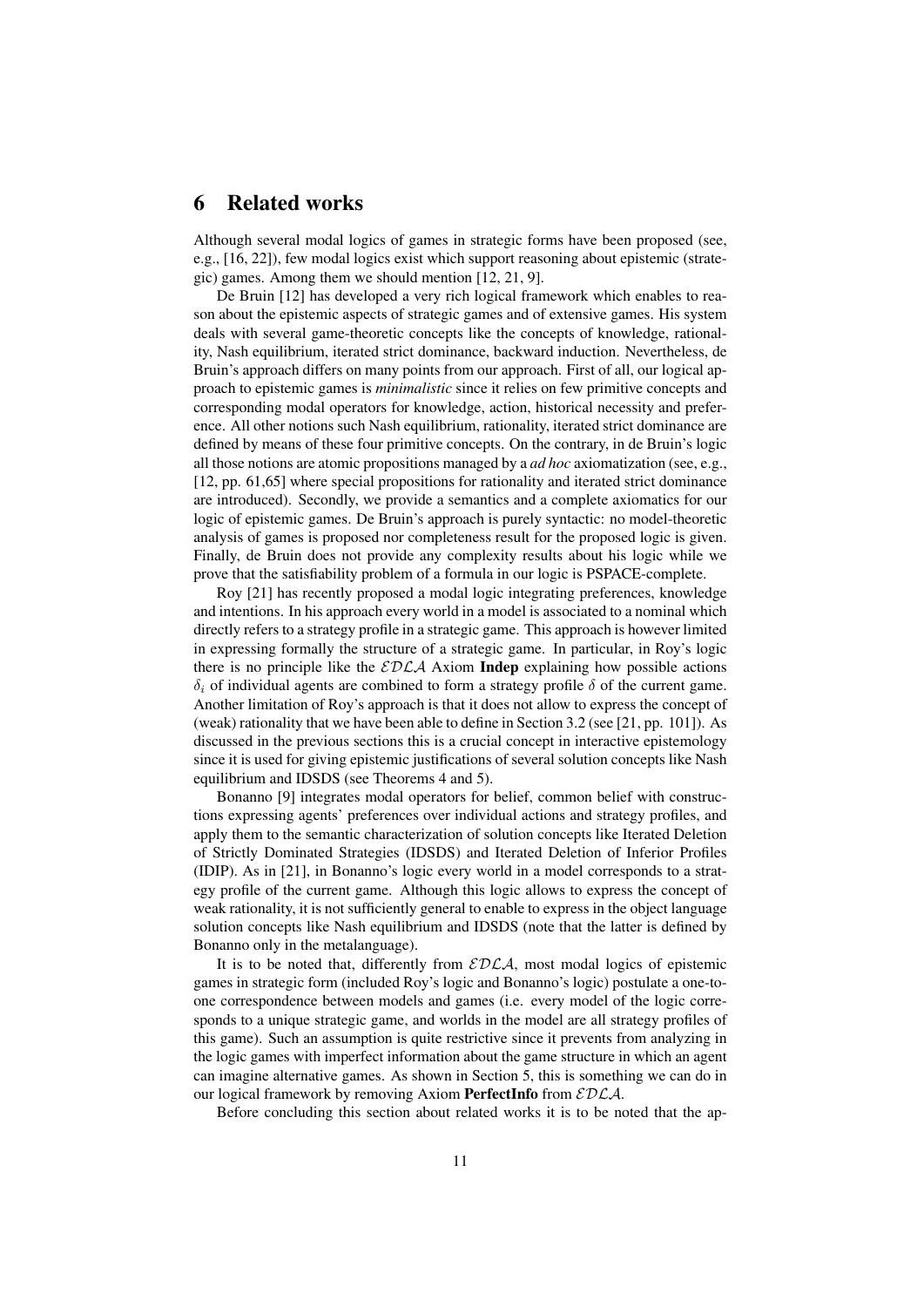## 6 Related works

Although several modal logics of games in strategic forms have been proposed (see, e.g., [16, 22]), few modal logics exist which support reasoning about epistemic (strategic) games. Among them we should mention [12, 21, 9].

De Bruin [12] has developed a very rich logical framework which enables to reason about the epistemic aspects of strategic games and of extensive games. His system deals with several game-theoretic concepts like the concepts of knowledge, rationality, Nash equilibrium, iterated strict dominance, backward induction. Nevertheless, de Bruin's approach differs on many points from our approach. First of all, our logical approach to epistemic games is *minimalistic* since it relies on few primitive concepts and corresponding modal operators for knowledge, action, historical necessity and preference. All other notions such Nash equilibrium, rationality, iterated strict dominance are defined by means of these four primitive concepts. On the contrary, in de Bruin's logic all those notions are atomic propositions managed by a *ad hoc* axiomatization (see, e.g., [12, pp. 61,65] where special propositions for rationality and iterated strict dominance are introduced). Secondly, we provide a semantics and a complete axiomatics for our logic of epistemic games. De Bruin's approach is purely syntactic: no model-theoretic analysis of games is proposed nor completeness result for the proposed logic is given. Finally, de Bruin does not provide any complexity results about his logic while we prove that the satisfiability problem of a formula in our logic is PSPACE-complete.

Roy [21] has recently proposed a modal logic integrating preferences, knowledge and intentions. In his approach every world in a model is associated to a nominal which directly refers to a strategy profile in a strategic game. This approach is however limited in expressing formally the structure of a strategic game. In particular, in Roy's logic there is no principle like the $\mathcal{EDLA}$ Axiom **Indep** explaining how possible actions $\delta_i$ of individual agents are combined to form a strategy profile $\delta$ of the current game. Another limitation of Roy's approach is that it does not allow to express the concept of (weak) rationality that we have been able to define in Section 3.2 (see [21, pp. 101]). As discussed in the previous sections this is a crucial concept in interactive epistemology since it is used for giving epistemic justifications of several solution concepts like Nash equilibrium and IDSDS (see Theorems 4 and 5).

Bonanno [9] integrates modal operators for belief, common belief with constructions expressing agents' preferences over individual actions and strategy profiles, and apply them to the semantic characterization of solution concepts like Iterated Deletion of Strictly Dominated Strategies (IDSDS) and Iterated Deletion of Inferior Profiles (IDIP). As in [21], in Bonanno's logic every world in a model corresponds to a strategy profile of the current game. Although this logic allows to express the concept of weak rationality, it is not sufficiently general to enable to express in the object language solution concepts like Nash equilibrium and IDSDS (note that the latter is defined by Bonanno only in the metalanguage).

It is to be noted that, differently from $\mathcal{EDLA}$, most modal logics of epistemic games in strategic form (included Roy's logic and Bonanno's logic) postulate a one-to-one correspondence between models and games (i.e. every model of the logic corresponds to a unique strategic game, and worlds in the model are all strategy profiles of this game). Such an assumption is quite restrictive since it prevents from analyzing in the logic games with imperfect information about the game structure in which an agent can imagine alternative games. As shown in Section 5, this is something we can do in our logical framework by removing Axiom **PerfectInfo** from $\mathcal{EDLA}$.

Before concluding this section about related works it is to be noted that the ap-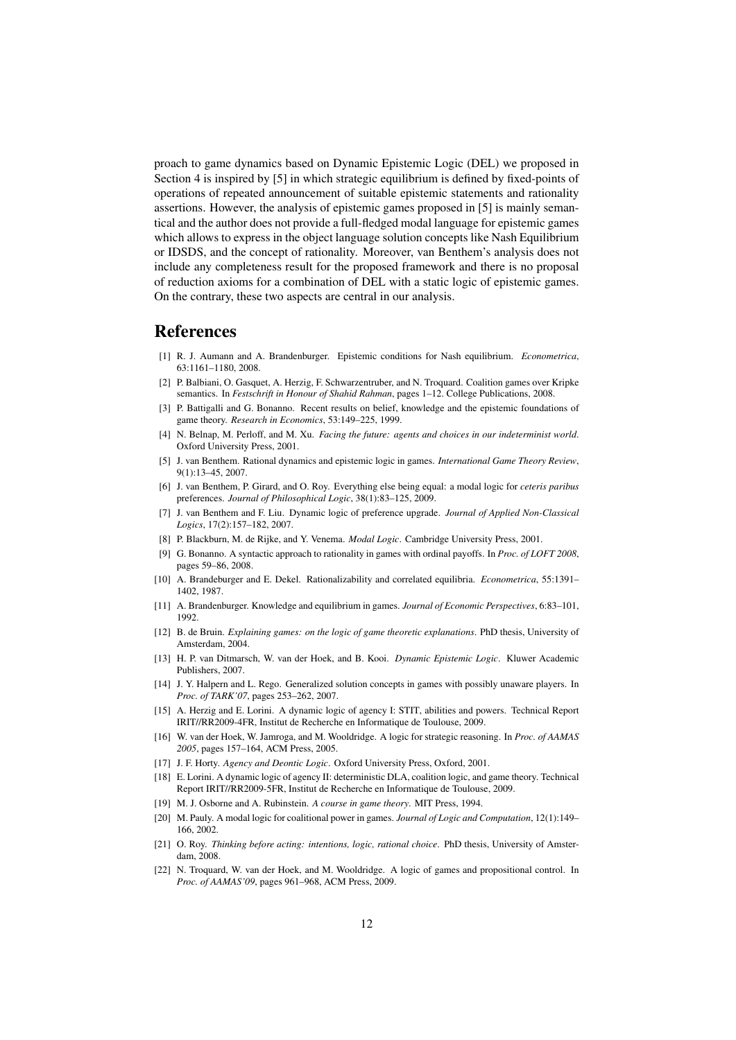proach to game dynamics based on Dynamic Epistemic Logic (DEL) we proposed in Section 4 is inspired by [5] in which strategic equilibrium is defined by fixed-points of operations of repeated announcement of suitable epistemic statements and rationality assertions. However, the analysis of epistemic games proposed in [5] is mainly semantical and the author does not provide a full-fledged modal language for epistemic games which allows to express in the object language solution concepts like Nash Equilibrium or IDSDS, and the concept of rationality. Moreover, van Benthem's analysis does not include any completeness result for the proposed framework and there is no proposal of reduction axioms for a combination of DEL with a static logic of epistemic games. On the contrary, these two aspects are central in our analysis.

# References

[1] R. J. Aumann and A. Brandenburger. Epistemic conditions for Nash equilibrium. *Econometrica*, 63:1161–1180, 2008.

[2] P. Balbiani, O. Gasquet, A. Herzig, F. Schwarzentruber, and N. Troquard. Coalition games over Kripke semantics. In *Festschrift in Honour of Shahid Rahman*, pages 1–12. College Publications, 2008.

[3] P. Battigalli and G. Bonanno. Recent results on belief, knowledge and the epistemic foundations of game theory. *Research in Economics*, 53:149–225, 1999.

[4] N. Belnap, M. Perloff, and M. Xu. *Facing the future: agents and choices in our indeterminist world*. Oxford University Press, 2001.

[5] J. van Benthem. Rational dynamics and epistemic logic in games. *International Game Theory Review*, 9(1):13–45, 2007.

[6] J. van Benthem, P. Girard, and O. Roy. Everything else being equal: a modal logic for *ceteris paribus* preferences. *Journal of Philosophical Logic*, 38(1):83–125, 2009.

[7] J. van Benthem and F. Liu. Dynamic logic of preference upgrade. *Journal of Applied Non-Classical Logics*, 17(2):157–182, 2007.

[8] P. Blackburn, M. de Rijke, and Y. Venema. *Modal Logic*. Cambridge University Press, 2001.

[9] G. Bonanno. A syntactic approach to rationality in games with ordinal payoffs. In *Proc. of LOFT 2008*, pages 59–86, 2008.

[10] A. Brandeburger and E. Dekel. Rationalizability and correlated equilibria. *Econometrica*, 55:1391–1402, 1987.

[11] A. Brandenburger. Knowledge and equilibrium in games. *Journal of Economic Perspectives*, 6:83–101, 1992.

[12] B. de Bruin. *Explaining games: on the logic of game theoretic explanations*. PhD thesis, University of Amsterdam, 2004.

[13] H. P. van Ditmarsch, W. van der Hoek, and B. Kooi. *Dynamic Epistemic Logic*. Kluwer Academic Publishers, 2007.

[14] J. Y. Halpern and L. Rego. Generalized solution concepts in games with possibly unaware players. In *Proc. of TARK'07*, pages 253–262, 2007.

[15] A. Herzig and E. Lorini. A dynamic logic of agency I: STIT, abilities and powers. Technical Report IRIT//RR2009-4FR, Institut de Recherche en Informatique de Toulouse, 2009.

[16] W. van der Hoek, W. Jamroga, and M. Wooldridge. A logic for strategic reasoning. In *Proc. of AAMAS 2005*, pages 157–164, ACM Press, 2005.

[17] J. F. Horty. *Agency and Deontic Logic*. Oxford University Press, Oxford, 2001.

[18] E. Lorini. A dynamic logic of agency II: deterministic DLA, coalition logic, and game theory. Technical Report IRIT//RR2009-5FR, Institut de Recherche en Informatique de Toulouse, 2009.

[19] M. J. Osborne and A. Rubinstein. *A course in game theory*. MIT Press, 1994.

[20] M. Pauly. A modal logic for coalitional power in games. *Journal of Logic and Computation*, 12(1):149–166, 2002.

[21] O. Roy. *Thinking before acting: intentions, logic, rational choice*. PhD thesis, University of Amsterdam, 2008.

[22] N. Troquard, W. van der Hoek, and M. Wooldridge. A logic of games and propositional control. In *Proc. of AAMAS'09*, pages 961–968, ACM Press, 2009.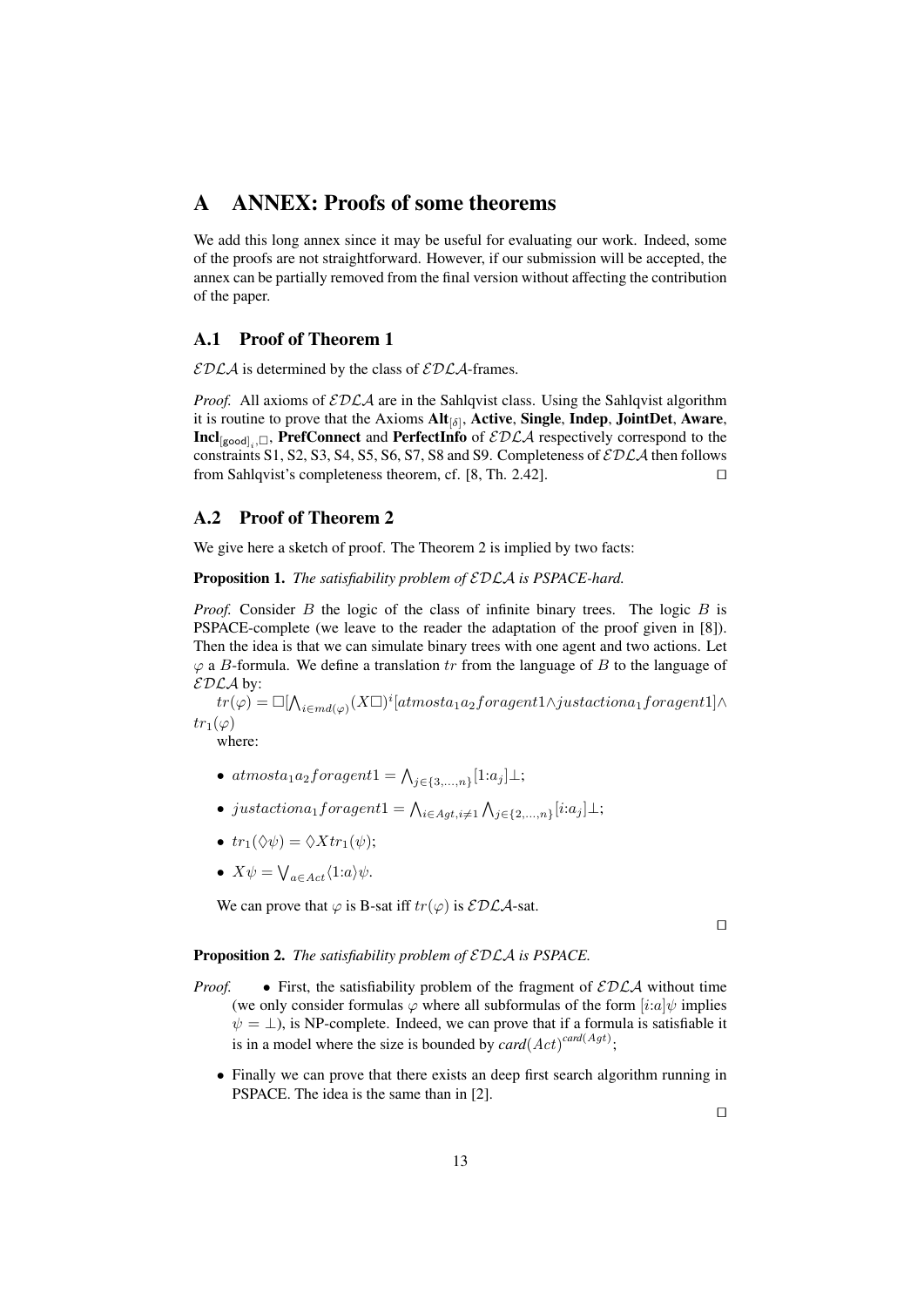# A ANNEX: Proofs of some theorems

We add this long annex since it may be useful for evaluating our work. Indeed, some of the proofs are not straightforward. However, if our submission will be accepted, the annex can be partially removed from the final version without affecting the contribution of the paper.

## A.1 Proof of Theorem 1

$\mathcal{EDLA}$ is determined by the class of $\mathcal{EDLA}$-frames.

*Proof.* All axioms of $\mathcal{EDLA}$ are in the Sahlqvist class. Using the Sahlqvist algorithm it is routine to prove that the Axioms **Alt**$_{[\delta]}$, **Active**, **Single**, **Indep**, **JointDet**, **Aware**, **Incl**$_{[\mathsf{good}]_i,\Box}$, **PrefConnect** and **PerfectInfo** of $\mathcal{EDLA}$ respectively correspond to the constraints S1, S2, S3, S4, S5, S6, S7, S8 and S9. Completeness of $\mathcal{EDLA}$ then follows from Sahlqvist's completeness theorem, cf. [8, Th. 2.42]. □

## A.2 Proof of Theorem 2

We give here a sketch of proof. The Theorem 2 is implied by two facts:

**Proposition 1.** *The satisfiability problem of $\mathcal{EDLA}$ is PSPACE-hard.*

*Proof.* Consider $B$ the logic of the class of infinite binary trees. The logic $B$ is PSPACE-complete (we leave to the reader the adaptation of the proof given in [8]). Then the idea is that we can simulate binary trees with one agent and two actions. Let $\varphi$ a $B$-formula. We define a translation $tr$ from the language of $B$ to the language of $\mathcal{EDLA}$ by:

$tr(\varphi) = \Box[\bigwedge_{i \in md(\varphi)} (X\Box)^i [atmosta_1a_2foragent1 \wedge justactiona_1foragent1] \wedge tr_1(\varphi)$

where:

- $atmosta_1a_2foragent1 = \bigwedge_{j \in \{3,\ldots,n\}} [1{:}a_j]\bot$;
- $justactiona_1foragent1 = \bigwedge_{i \in Agt, i \neq 1} \bigwedge_{j \in \{2,\ldots,n\}} [i{:}a_j]\bot$;
- $tr_1(\Diamond\psi) = \Diamond X tr_1(\psi)$;
- $X\psi = \bigvee_{a \in Act} \langle 1{:}a \rangle \psi$.

We can prove that $\varphi$ is B-sat iff $tr(\varphi)$ is $\mathcal{EDLA}$-sat.

□

**Proposition 2.** *The satisfiability problem of $\mathcal{EDLA}$ is PSPACE.*

*Proof.*

- First, the satisfiability problem of the fragment of $\mathcal{EDLA}$ without time (we only consider formulas $\varphi$ where all subformulas of the form $[i{:}a]\psi$ implies $\psi = \bot$), is NP-complete. Indeed, we can prove that if a formula is satisfiable it is in a model where the size is bounded by $card(Act)^{card(Agt)}$;
- Finally we can prove that there exists an deep first search algorithm running in PSPACE. The idea is the same than in [2].

□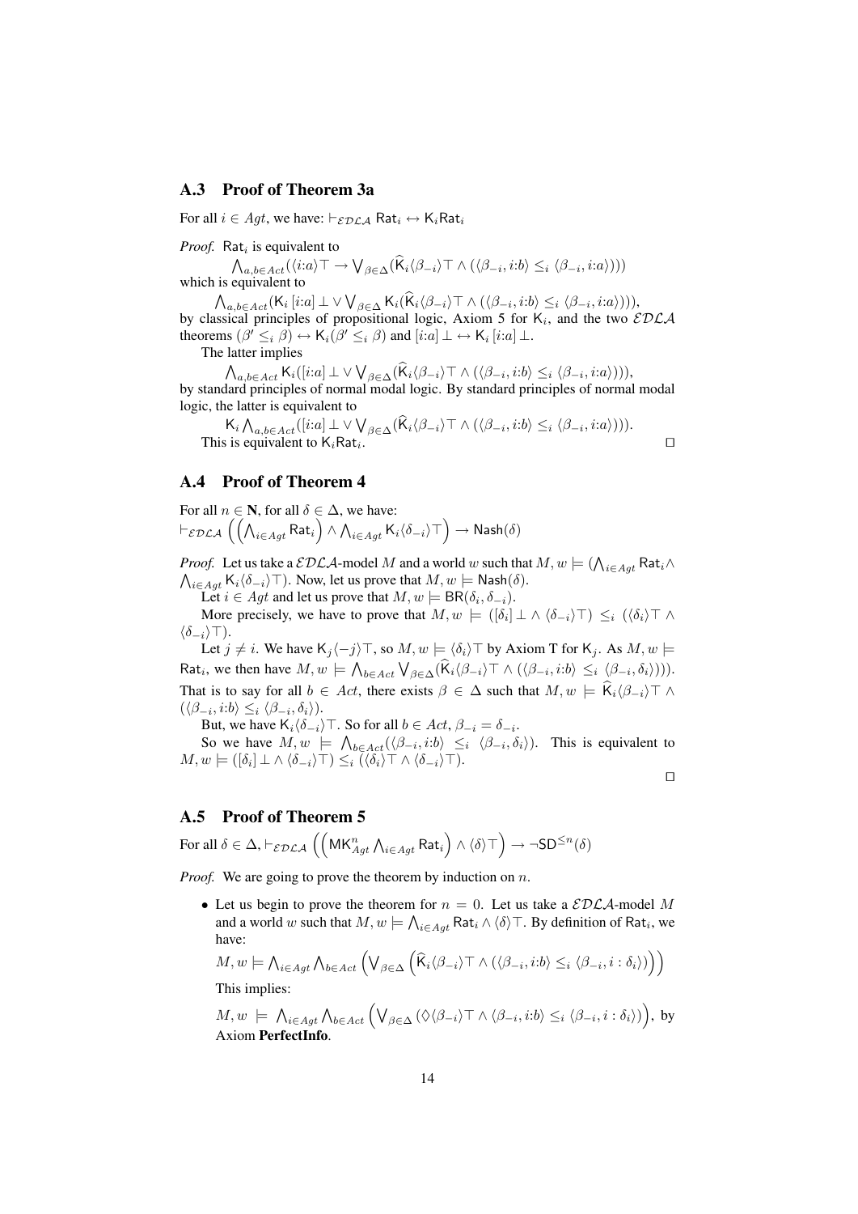### A.3 Proof of Theorem 3a

For all $i \in Agt$, we have: $\vdash_{\mathcal{EDLA}} \mathsf{Rat}_i \leftrightarrow \mathsf{K}_i \mathsf{Rat}_i$

*Proof.* $\mathsf{Rat}_i$ is equivalent to

$$\bigwedge_{a,b \in Act} (\langle i{:}a \rangle \top \rightarrow \bigvee_{\beta \in \Delta} (\widehat{\mathsf{K}}_i \langle \beta_{-i} \rangle \top \wedge (\langle \beta_{-i}, i{:}b \rangle \leq_i \langle \beta_{-i}, i{:}a \rangle)))$$

which is equivalent to

$$\bigwedge_{a,b \in Act} (\mathsf{K}_i\, [i{:}a] \perp \vee \bigvee_{\beta \in \Delta} \mathsf{K}_i (\widehat{\mathsf{K}}_i \langle \beta_{-i} \rangle \top \wedge (\langle \beta_{-i}, i{:}b \rangle \leq_i \langle \beta_{-i}, i{:}a \rangle))),$$

by classical principles of propositional logic, Axiom 5 for $\mathsf{K}_i$, and the two $\mathcal{EDLA}$ theorems $(\beta' \leq_i \beta) \leftrightarrow \mathsf{K}_i(\beta' \leq_i \beta)$ and $[i{:}a] \perp \leftrightarrow \mathsf{K}_i\, [i{:}a] \perp$.

The latter implies

$$\bigwedge_{a,b \in Act} \mathsf{K}_i ([i{:}a] \perp \vee \bigvee_{\beta \in \Delta} (\widehat{\mathsf{K}}_i \langle \beta_{-i} \rangle \top \wedge (\langle \beta_{-i}, i{:}b \rangle \leq_i \langle \beta_{-i}, i{:}a \rangle))),$$

by standard principles of normal modal logic. By standard principles of normal modal logic, the latter is equivalent to

$$\mathsf{K}_i \bigwedge_{a,b \in Act} ([i{:}a] \perp \vee \bigvee_{\beta \in \Delta} (\widehat{\mathsf{K}}_i \langle \beta_{-i} \rangle \top \wedge (\langle \beta_{-i}, i{:}b \rangle \leq_i \langle \beta_{-i}, i{:}a \rangle))).$$

This is equivalent to $\mathsf{K}_i \mathsf{Rat}_i$. ☐

### A.4 Proof of Theorem 4

For all $n \in \mathbf{N}$, for all $\delta \in \Delta$, we have:
$\vdash_{\mathcal{EDLA}} \left( \left( \bigwedge_{i \in Agt} \mathsf{Rat}_i \right) \wedge \bigwedge_{i \in Agt} \mathsf{K}_i \langle \delta_{-i} \rangle \top \right) \rightarrow \mathsf{Nash}(\delta)$

*Proof.* Let us take a $\mathcal{EDLA}$-model $M$ and a world $w$ such that $M, w \models (\bigwedge_{i \in Agt} \mathsf{Rat}_i \wedge \bigwedge_{i \in Agt} \mathsf{K}_i \langle \delta_{-i} \rangle \top)$. Now, let us prove that $M, w \models \mathsf{Nash}(\delta)$.

Let $i \in Agt$ and let us prove that $M, w \models \mathsf{BR}(\delta_i, \delta_{-i})$.

More precisely, we have to prove that $M, w \models ([\delta_i] \perp \wedge \langle \delta_{-i} \rangle \top) \leq_i (\langle \delta_i \rangle \top \wedge \langle \delta_{-i} \rangle \top)$.

Let $j \neq i$. We have $\mathsf{K}_j \langle -j \rangle \top$, so $M, w \models \langle \delta_i \rangle \top$ by Axiom T for $\mathsf{K}_j$. As $M, w \models \mathsf{Rat}_i$, we then have $M, w \models \bigwedge_{b \in Act} \bigvee_{\beta \in \Delta} (\widehat{\mathsf{K}}_i \langle \beta_{-i} \rangle \top \wedge (\langle \beta_{-i}, i{:}b \rangle \leq_i \langle \beta_{-i}, \delta_i \rangle)))$. That is to say for all $b \in Act$, there exists $\beta \in \Delta$ such that $M, w \models \widehat{\mathsf{K}}_i \langle \beta_{-i} \rangle \top \wedge (\langle \beta_{-i}, i{:}b \rangle \leq_i \langle \beta_{-i}, \delta_i \rangle)$.

But, we have $\mathsf{K}_i \langle \delta_{-i} \rangle \top$. So for all $b \in Act$, $\beta_{-i} = \delta_{-i}$.

So we have $M, w \models \bigwedge_{b \in Act} (\langle \beta_{-i}, i{:}b \rangle \leq_i \langle \beta_{-i}, \delta_i \rangle)$. This is equivalent to $M, w \models ([\delta_i] \perp \wedge \langle \delta_{-i} \rangle \top) \leq_i (\langle \delta_i \rangle \top \wedge \langle \delta_{-i} \rangle \top)$.

☐

### A.5 Proof of Theorem 5

For all $\delta \in \Delta, \vdash_{\mathcal{EDLA}} \left( \left( \mathsf{MK}^n_{Agt} \bigwedge_{i \in Agt} \mathsf{Rat}_i \right) \wedge \langle \delta \rangle \top \right) \rightarrow \neg \mathsf{SD}^{\leq n}(\delta)$

*Proof.* We are going to prove the theorem by induction on $n$.

- Let us begin to prove the theorem for $n = 0$. Let us take a $\mathcal{EDLA}$-model $M$ and a world $w$ such that $M, w \models \bigwedge_{i \in Agt} \mathsf{Rat}_i \wedge \langle \delta \rangle \top$. By definition of $\mathsf{Rat}_i$, we have:

  $M, w \models \bigwedge_{i \in Agt} \bigwedge_{b \in Act} \left( \bigvee_{\beta \in \Delta} \left( \widehat{\mathsf{K}}_i \langle \beta_{-i} \rangle \top \wedge (\langle \beta_{-i}, i{:}b \rangle \leq_i \langle \beta_{-i}, i : \delta_i \rangle) \right) \right)$

  This implies:

  $M, w \models \bigwedge_{i \in Agt} \bigwedge_{b \in Act} \left( \bigvee_{\beta \in \Delta} (\Diamond \langle \beta_{-i} \rangle \top \wedge \langle \beta_{-i}, i{:}b \rangle \leq_i \langle \beta_{-i}, i : \delta_i \rangle) \right)$, by Axiom **PerfectInfo**.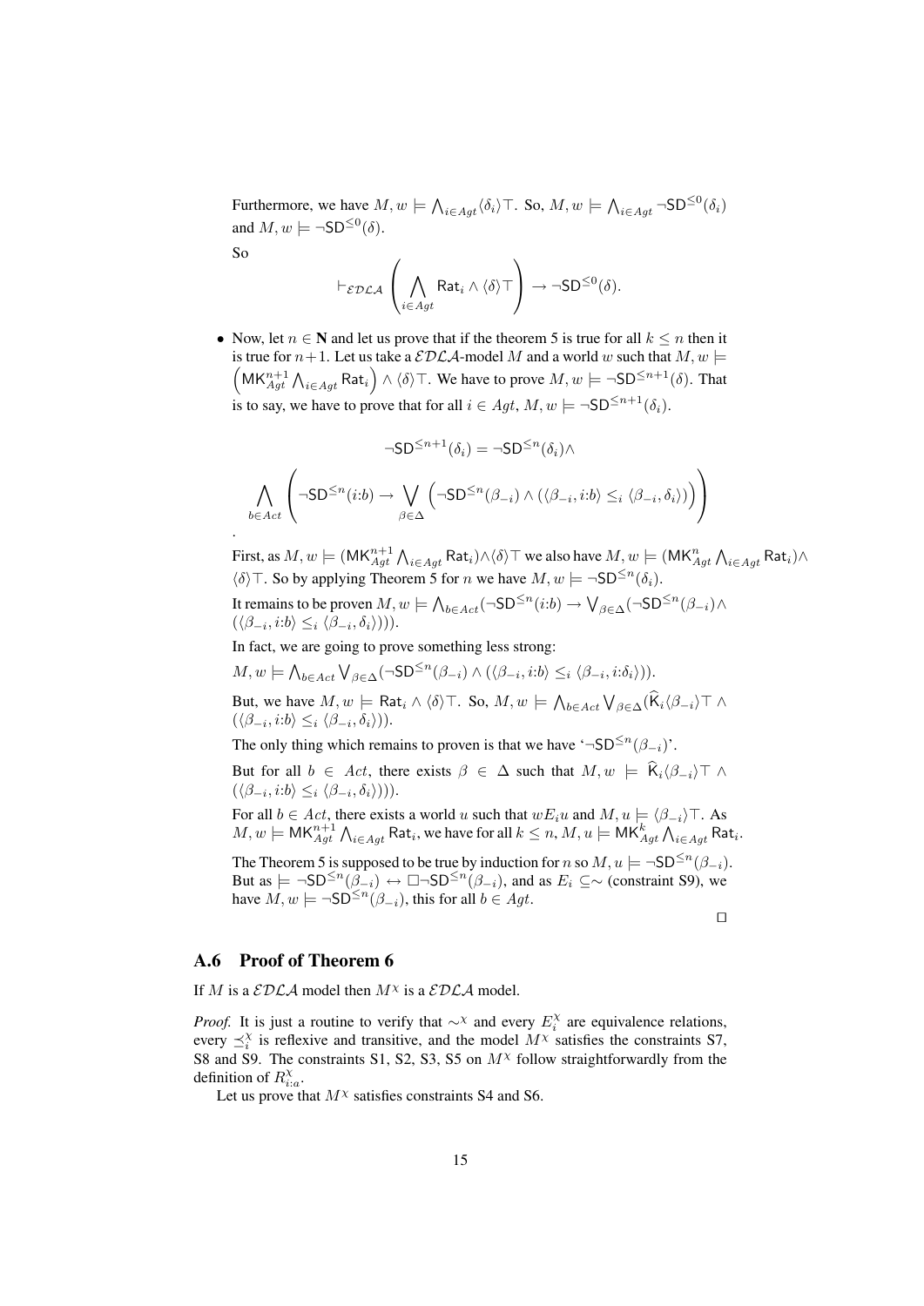Furthermore, we have $M, w \models \bigwedge_{i \in Agt} \langle \delta_i \rangle \top$. So, $M, w \models \bigwedge_{i \in Agt} \neg \mathsf{SD}^{\leq 0}(\delta_i)$ and $M, w \models \neg \mathsf{SD}^{\leq 0}(\delta)$.

So

$$\vdash_{\mathcal{EDLA}} \left( \bigwedge_{i \in Agt} \mathsf{Rat}_i \wedge \langle \delta \rangle \top \right) \rightarrow \neg \mathsf{SD}^{\leq 0}(\delta).$$

- Now, let $n \in \mathbf{N}$ and let us prove that if the theorem 5 is true for all $k \leq n$ then it is true for $n+1$. Let us take a $\mathcal{EDLA}$-model $M$ and a world $w$ such that $M, w \models \left( \mathsf{MK}^{n+1}_{Agt} \bigwedge_{i \in Agt} \mathsf{Rat}_i \right) \wedge \langle \delta \rangle \top$. We have to prove $M, w \models \neg \mathsf{SD}^{\leq n+1}(\delta)$. That is to say, we have to prove that for all $i \in Agt$, $M, w \models \neg \mathsf{SD}^{\leq n+1}(\delta_i)$.

$$\neg \mathsf{SD}^{\leq n+1}(\delta_i) = \neg \mathsf{SD}^{\leq n}(\delta_i) \wedge$$

$$\bigwedge_{b \in Act} \left( \neg \mathsf{SD}^{\leq n}(i{:}b) \rightarrow \bigvee_{\beta \in \Delta} \left( \neg \mathsf{SD}^{\leq n}(\beta_{-i}) \wedge (\langle \beta_{-i}, i{:}b \rangle \leq_i \langle \beta_{-i}, \delta_i \rangle) \right) \right)$$

.

First, as $M, w \models (\mathsf{MK}^{n+1}_{Agt} \bigwedge_{i \in Agt} \mathsf{Rat}_i) \wedge \langle \delta \rangle \top$ we also have $M, w \models (\mathsf{MK}^{n}_{Agt} \bigwedge_{i \in Agt} \mathsf{Rat}_i) \wedge \langle \delta \rangle \top$. So by applying Theorem 5 for $n$ we have $M, w \models \neg \mathsf{SD}^{\leq n}(\delta_i)$.

It remains to be proven $M, w \models \bigwedge_{b \in Act} (\neg \mathsf{SD}^{\leq n}(i{:}b) \rightarrow \bigvee_{\beta \in \Delta} (\neg \mathsf{SD}^{\leq n}(\beta_{-i}) \wedge (\langle \beta_{-i}, i{:}b \rangle \leq_i \langle \beta_{-i}, \delta_i \rangle)))$.

In fact, we are going to prove something less strong:

$M, w \models \bigwedge_{b \in Act} \bigvee_{\beta \in \Delta} (\neg \mathsf{SD}^{\leq n}(\beta_{-i}) \wedge (\langle \beta_{-i}, i{:}b \rangle \leq_i \langle \beta_{-i}, i{:}\delta_i \rangle))$.

But, we have $M, w \models \mathsf{Rat}_i \wedge \langle \delta \rangle \top$. So, $M, w \models \bigwedge_{b \in Act} \bigvee_{\beta \in \Delta} (\widehat{\mathsf{K}}_i \langle \beta_{-i} \rangle \top \wedge (\langle \beta_{-i}, i{:}b \rangle \leq_i \langle \beta_{-i}, \delta_i \rangle))$.

The only thing which remains to proven is that we have '$\neg \mathsf{SD}^{\leq n}(\beta_{-i})$'.

But for all $b \in Act$, there exists $\beta \in \Delta$ such that $M, w \models \widehat{\mathsf{K}}_i \langle \beta_{-i} \rangle \top \wedge (\langle \beta_{-i}, i{:}b \rangle \leq_i \langle \beta_{-i}, \delta_i \rangle)))$.

For all $b \in Act$, there exists a world $u$ such that $wE_iu$ and $M, u \models \langle \beta_{-i} \rangle \top$. As $M, w \models \mathsf{MK}^{n+1}_{Agt} \bigwedge_{i \in Agt} \mathsf{Rat}_i$, we have for all $k \leq n$, $M, u \models \mathsf{MK}^{k}_{Agt} \bigwedge_{i \in Agt} \mathsf{Rat}_i$.

The Theorem 5 is supposed to be true by induction for $n$ so $M, u \models \neg \mathsf{SD}^{\leq n}(\beta_{-i})$. But as $\models \neg \mathsf{SD}^{\leq n}(\beta_{-i}) \leftrightarrow \Box \neg \mathsf{SD}^{\leq n}(\beta_{-i})$, and as $E_i \subseteq \sim$ (constraint S9), we have $M, w \models \neg \mathsf{SD}^{\leq n}(\beta_{-i})$, this for all $b \in Agt$.

□

## A.6 Proof of Theorem 6

If $M$ is a $\mathcal{EDLA}$ model then $M^\chi$ is a $\mathcal{EDLA}$ model.

*Proof.* It is just a routine to verify that $\sim^\chi$ and every $E^\chi_i$ are equivalence relations, every $\preceq^\chi_i$ is reflexive and transitive, and the model $M^\chi$ satisfies the constraints S7, S8 and S9. The constraints S1, S2, S3, S5 on $M^\chi$ follow straightforwardly from the definition of $R^\chi_{i:a}$.

Let us prove that $M^\chi$ satisfies constraints S4 and S6.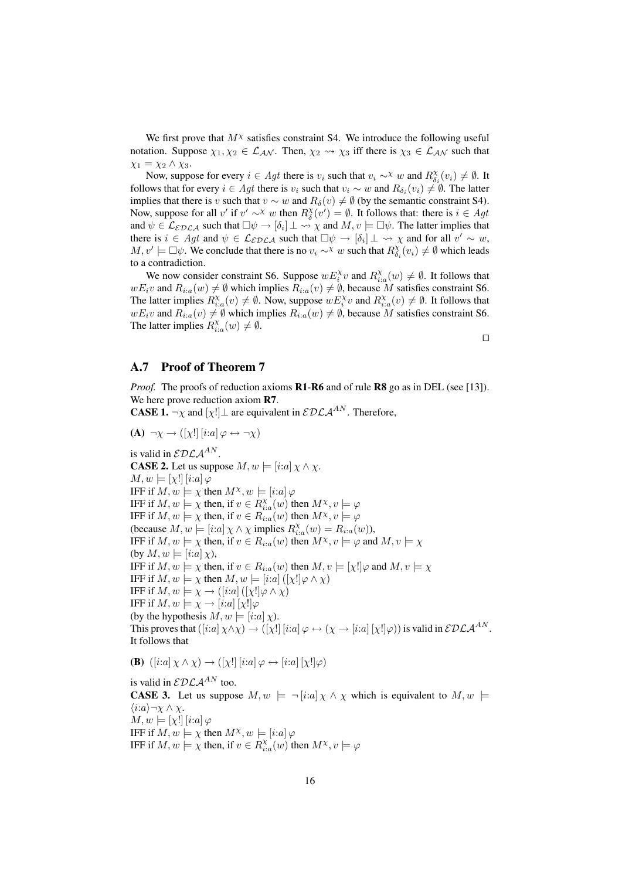We first prove that $M^{\chi}$ satisfies constraint S4. We introduce the following useful notation. Suppose $\chi_1, \chi_2 \in \mathcal{L}_{\mathcal{AN}}$. Then, $\chi_2 \rightsquigarrow \chi_3$ iff there is $\chi_3 \in \mathcal{L}_{\mathcal{AN}}$ such that $\chi_1 = \chi_2 \wedge \chi_3$.

Now, suppose for every $i \in Agt$ there is $v_i$ such that $v_i \sim^{\chi} w$ and $R^{\chi}_{\delta_i}(v_i) \neq \emptyset$. It follows that for every $i \in Agt$ there is $v_i$ such that $v_i \sim w$ and $R_{\delta_i}(v_i) \neq \emptyset$. The latter implies that there is $v$ such that $v \sim w$ and $R_{\delta}(v) \neq \emptyset$ (by the semantic constraint S4). Now, suppose for all $v'$ if $v' \sim^{\chi} w$ then $R^{\chi}_{\delta}(v') = \emptyset$. It follows that: there is $i \in Agt$ and $\psi \in \mathcal{L}_{\mathcal{EDLA}}$ such that $\Box\psi \rightarrow [\delta_i]\bot \rightsquigarrow \chi$ and $M, v \models \Box\psi$. The latter implies that there is $i \in Agt$ and $\psi \in \mathcal{L}_{\mathcal{EDLA}}$ such that $\Box\psi \rightarrow [\delta_i]\bot \rightsquigarrow \chi$ and for all $v' \sim w$, $M, v' \models \Box\psi$. We conclude that there is no $v_i \sim^{\chi} w$ such that $R^{\chi}_{\delta_i}(v_i) \neq \emptyset$ which leads to a contradiction.

We now consider constraint S6. Suppose $wE^{\chi}_i v$ and $R^{\chi}_{i:a}(w) \neq \emptyset$. It follows that $wE_i v$ and $R_{i:a}(w) \neq \emptyset$ which implies $R_{i:a}(v) \neq \emptyset$, because $M$ satisfies constraint S6. The latter implies $R^{\chi}_{i:a}(v) \neq \emptyset$. Now, suppose $wE^{\chi}_i v$ and $R^{\chi}_{i:a}(v) \neq \emptyset$. It follows that $wE_i v$ and $R_{i:a}(v) \neq \emptyset$ which implies $R_{i:a}(w) \neq \emptyset$, because $M$ satisfies constraint S6. The latter implies $R^{\chi}_{i:a}(w) \neq \emptyset$.

□

## A.7 Proof of Theorem 7

*Proof.* The proofs of reduction axioms **R1**-**R6** and of rule **R8** go as in DEL (see [13]). We here prove reduction axiom **R7**.

**CASE 1.** $\neg\chi$ and $[\chi!]\bot$ are equivalent in $\mathcal{EDLA}^{AN}$. Therefore,

**(A)** $\neg\chi \rightarrow ([\chi!]\,[i{:}a]\,\varphi \leftrightarrow \neg\chi)$

is valid in $\mathcal{EDLA}^{AN}$.

**CASE 2.** Let us suppose $M, w \models [i{:}a]\,\chi \wedge \chi$.
$M, w \models [\chi!]\,[i{:}a]\,\varphi$
IFF if $M, w \models \chi$ then $M^{\chi}, w \models [i{:}a]\,\varphi$
IFF if $M, w \models \chi$ then, if $v \in R^{\chi}_{i:a}(w)$ then $M^{\chi}, v \models \varphi$
IFF if $M, w \models \chi$ then, if $v \in R_{i:a}(w)$ then $M^{\chi}, v \models \varphi$
(because $M, w \models [i{:}a]\,\chi \wedge \chi$ implies $R^{\chi}_{i:a}(w) = R_{i:a}(w)$),
IFF if $M, w \models \chi$ then, if $v \in R_{i:a}(w)$ then $M^{\chi}, v \models \varphi$ and $M, v \models \chi$
(by $M, w \models [i{:}a]\,\chi$),
IFF if $M, w \models \chi$ then, if $v \in R_{i:a}(w)$ then $M, v \models [\chi!]\varphi$ and $M, v \models \chi$
IFF if $M, w \models \chi$ then $M, w \models [i{:}a]\,([\chi!]\varphi \wedge \chi)$
IFF if $M, w \models \chi \rightarrow ([i{:}a]\,([\chi!]\varphi \wedge \chi)$
IFF if $M, w \models \chi \rightarrow [i{:}a]\,[\chi!]\varphi$
(by the hypothesis $M, w \models [i{:}a]\,\chi$).
This proves that $([i{:}a]\,\chi \wedge \chi) \rightarrow ([\chi!]\,[i{:}a]\,\varphi \leftrightarrow (\chi \rightarrow [i{:}a]\,[\chi!]\varphi))$ is valid in $\mathcal{EDLA}^{AN}$. It follows that

**(B)** $([i{:}a]\,\chi \wedge \chi) \rightarrow ([\chi!]\,[i{:}a]\,\varphi \leftrightarrow [i{:}a]\,[\chi!]\varphi)$

is valid in $\mathcal{EDLA}^{AN}$ too.

**CASE 3.** Let us suppose $M, w \models \neg\,[i{:}a]\,\chi \wedge \chi$ which is equivalent to $M, w \models \langle i{:}a\rangle\neg\chi \wedge \chi$.
$M, w \models [\chi!]\,[i{:}a]\,\varphi$
IFF if $M, w \models \chi$ then $M^{\chi}, w \models [i{:}a]\,\varphi$
IFF if $M, w \models \chi$ then, if $v \in R^{\chi}_{i:a}(w)$ then $M^{\chi}, v \models \varphi$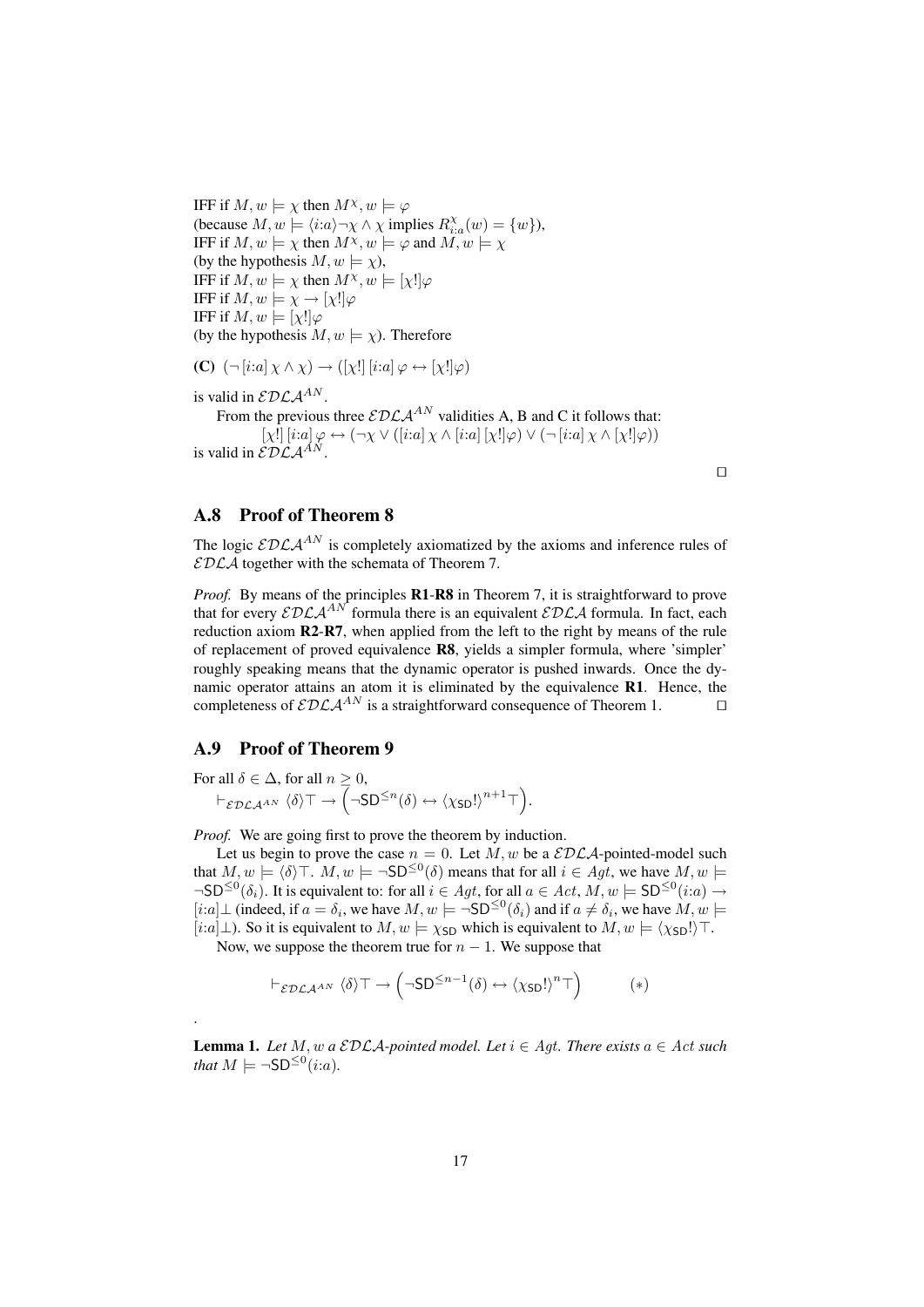IFF if $M, w \models \chi$ then $M^{\chi}, w \models \varphi$
(because $M, w \models \langle i{:}a \rangle \neg\chi \wedge \chi$ implies $R^{\chi}_{i:a}(w) = \{w\}$),
IFF if $M, w \models \chi$ then $M^{\chi}, w \models \varphi$ and $M, w \models \chi$
(by the hypothesis $M, w \models \chi$),
IFF if $M, w \models \chi$ then $M^{\chi}, w \models [\chi!]\varphi$
IFF if $M, w \models \chi \rightarrow [\chi!]\varphi$
IFF if $M, w \models [\chi!]\varphi$
(by the hypothesis $M, w \models \chi$). Therefore

**(C)** $(\neg [i{:}a]\, \chi \wedge \chi) \rightarrow ([\chi!]\, [i{:}a]\, \varphi \leftrightarrow [\chi!]\varphi)$

is valid in $\mathcal{EDLA}^{AN}$.

From the previous three $\mathcal{EDLA}^{AN}$ validities A, B and C it follows that:

$$[\chi!]\, [i{:}a]\, \varphi \leftrightarrow (\neg\chi \vee ([i{:}a]\, \chi \wedge [i{:}a]\, [\chi!]\varphi) \vee (\neg [i{:}a]\, \chi \wedge [\chi!]\varphi))$$

is valid in $\mathcal{EDLA}^{AN}$.

□

## A.8 Proof of Theorem 8

The logic $\mathcal{EDLA}^{AN}$ is completely axiomatized by the axioms and inference rules of $\mathcal{EDLA}$ together with the schemata of Theorem 7.

*Proof.* By means of the principles **R1**-**R8** in Theorem 7, it is straightforward to prove that for every $\mathcal{EDLA}^{AN}$ formula there is an equivalent $\mathcal{EDLA}$ formula. In fact, each reduction axiom **R2**-**R7**, when applied from the left to the right by means of the rule of replacement of proved equivalence **R8**, yields a simpler formula, where 'simpler' roughly speaking means that the dynamic operator is pushed inwards. Once the dynamic operator attains an atom it is eliminated by the equivalence **R1**. Hence, the completeness of $\mathcal{EDLA}^{AN}$ is a straightforward consequence of Theorem 1. □

## A.9 Proof of Theorem 9

For all $\delta \in \Delta$, for all $n \geq 0$,
$\vdash_{\mathcal{EDLA}^{AN}} \langle\delta\rangle\top \rightarrow \left(\neg \mathsf{SD}^{\leq n}(\delta) \leftrightarrow \langle\chi_{\mathsf{SD}}!\rangle^{n+1}\top\right)$.

*Proof.* We are going first to prove the theorem by induction.

Let us begin to prove the case $n = 0$. Let $M, w$ be a $\mathcal{EDLA}$-pointed-model such that $M, w \models \langle\delta\rangle\top$. $M, w \models \neg\mathsf{SD}^{\leq 0}(\delta)$ means that for all $i \in Agt$, we have $M, w \models \neg\mathsf{SD}^{\leq 0}(\delta_i)$. It is equivalent to: for all $i \in Agt$, for all $a \in Act$, $M, w \models \mathsf{SD}^{\leq 0}(i{:}a) \rightarrow [i{:}a]\bot$ (indeed, if $a = \delta_i$, we have $M, w \models \neg\mathsf{SD}^{\leq 0}(\delta_i)$ and if $a \neq \delta_i$, we have $M, w \models [i{:}a]\bot$). So it is equivalent to $M, w \models \chi_{\mathsf{SD}}$ which is equivalent to $M, w \models \langle\chi_{\mathsf{SD}}!\rangle\top$.

Now, we suppose the theorem true for $n-1$. We suppose that

$$\vdash_{\mathcal{EDLA}^{AN}} \langle\delta\rangle\top \rightarrow \left(\neg\mathsf{SD}^{\leq n-1}(\delta) \leftrightarrow \langle\chi_{\mathsf{SD}}!\rangle^{n}\top\right) \qquad (*)$$

.

**Lemma 1.** *Let $M, w$ a $\mathcal{EDLA}$-pointed model. Let $i \in Agt$. There exists $a \in Act$ such that $M \models \neg\mathsf{SD}^{\leq 0}(i{:}a)$.*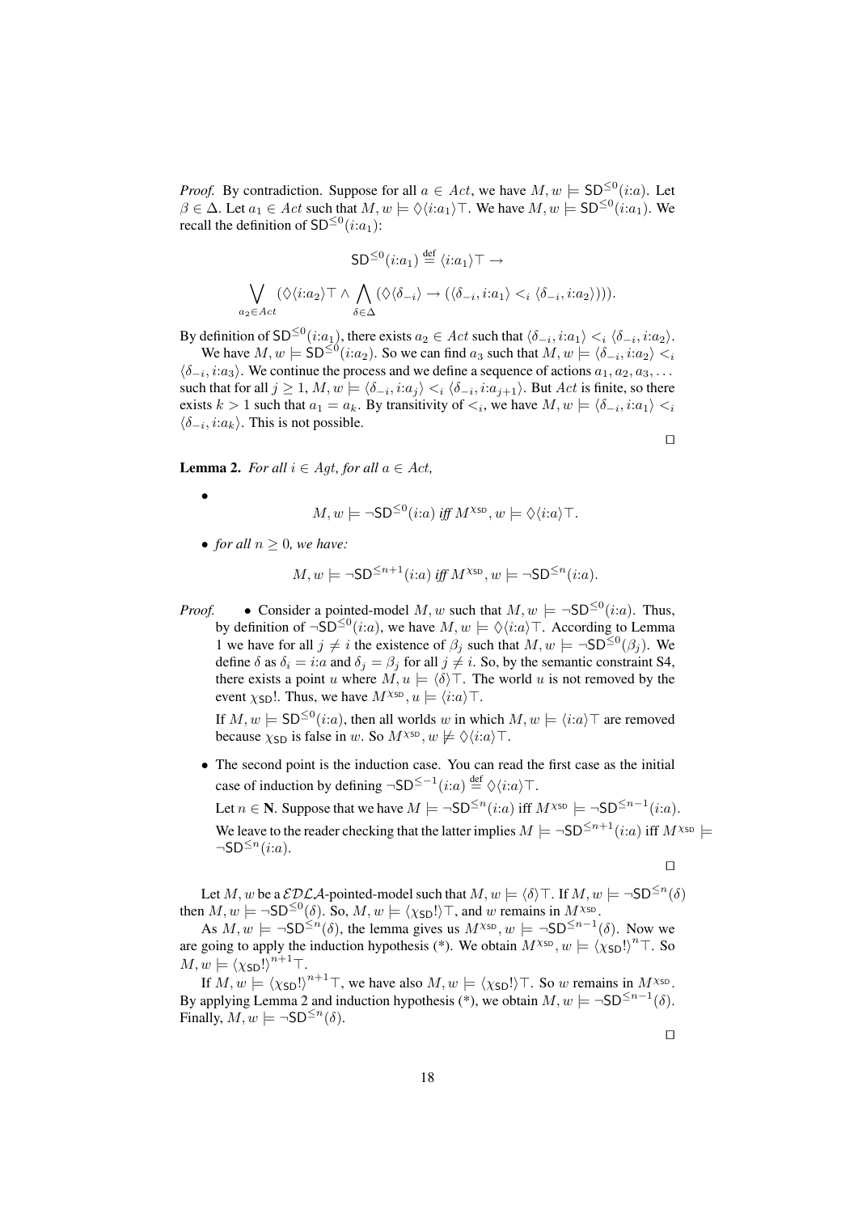*Proof.* By contradiction. Suppose for all $a \in Act$, we have $M, w \models \mathsf{SD}^{\leq 0}(i{:}a)$. Let $\beta \in \Delta$. Let $a_1 \in Act$ such that $M, w \models \Diamond\langle i{:}a_1\rangle\top$. We have $M, w \models \mathsf{SD}^{\leq 0}(i{:}a_1)$. We recall the definition of $\mathsf{SD}^{\leq 0}(i{:}a_1)$:

$$\mathsf{SD}^{\leq 0}(i{:}a_1) \stackrel{\text{def}}{=} \langle i{:}a_1\rangle\top \rightarrow$$

$$\bigvee_{a_2 \in Act} (\Diamond\langle i{:}a_2\rangle\top \wedge \bigwedge_{\delta \in \Delta} (\Diamond\langle\delta_{-i}\rangle \rightarrow (\langle\delta_{-i}, i{:}a_1\rangle <_i \langle\delta_{-i}, i{:}a_2\rangle))).$$

By definition of $\mathsf{SD}^{\leq 0}(i{:}a_1)$, there exists $a_2 \in Act$ such that $\langle\delta_{-i}, i{:}a_1\rangle <_i \langle\delta_{-i}, i{:}a_2\rangle$.

We have $M, w \models \mathsf{SD}^{\leq 0}(i{:}a_2)$. So we can find $a_3$ such that $M, w \models \langle\delta_{-i}, i{:}a_2\rangle <_i \langle\delta_{-i}, i{:}a_3\rangle$. We continue the process and we define a sequence of actions $a_1, a_2, a_3, \ldots$ such that for all $j \geq 1$, $M, w \models \langle\delta_{-i}, i{:}a_j\rangle <_i \langle\delta_{-i}, i{:}a_{j+1}\rangle$. But $Act$ is finite, so there exists $k > 1$ such that $a_1 = a_k$. By transitivity of $<_i$, we have $M, w \models \langle\delta_{-i}, i{:}a_1\rangle <_i \langle\delta_{-i}, i{:}a_k\rangle$. This is not possible.

□

**Lemma 2.** *For all $i \in Agt$, for all $a \in Act$,*

- $$M, w \models \neg\mathsf{SD}^{\leq 0}(i{:}a) \textit{ iff } M^{\chi_{\mathsf{SD}}}, w \models \Diamond\langle i{:}a\rangle\top.$$

- *for all $n \geq 0$, we have:*

$$M, w \models \neg\mathsf{SD}^{\leq n+1}(i{:}a) \textit{ iff } M^{\chi_{\mathsf{SD}}}, w \models \neg\mathsf{SD}^{\leq n}(i{:}a).$$

*Proof.*

- Consider a pointed-model $M, w$ such that $M, w \models \neg\mathsf{SD}^{\leq 0}(i{:}a)$. Thus, by definition of $\neg\mathsf{SD}^{\leq 0}(i{:}a)$, we have $M, w \models \Diamond\langle i{:}a\rangle\top$. According to Lemma 1 we have for all $j \neq i$ the existence of $\beta_j$ such that $M, w \models \neg\mathsf{SD}^{\leq 0}(\beta_j)$. We define $\delta$ as $\delta_i = i{:}a$ and $\delta_j = \beta_j$ for all $j \neq i$. So, by the semantic constraint S4, there exists a point $u$ where $M, u \models \langle\delta\rangle\top$. The world $u$ is not removed by the event $\chi_{\mathsf{SD}}!$. Thus, we have $M^{\chi_{\mathsf{SD}}}, u \models \langle i{:}a\rangle\top$.

  If $M, w \models \mathsf{SD}^{\leq 0}(i{:}a)$, then all worlds $w$ in which $M, w \models \langle i{:}a\rangle\top$ are removed because $\chi_{\mathsf{SD}}$ is false in $w$. So $M^{\chi_{\mathsf{SD}}}, w \not\models \Diamond\langle i{:}a\rangle\top$.

- The second point is the induction case. You can read the first case as the initial case of induction by defining $\neg\mathsf{SD}^{\leq -1}(i{:}a) \stackrel{\text{def}}{=} \Diamond\langle i{:}a\rangle\top$.

  Let $n \in \mathbf{N}$. Suppose that we have $M \models \neg\mathsf{SD}^{\leq n}(i{:}a)$ iff $M^{\chi_{\mathsf{SD}}} \models \neg\mathsf{SD}^{\leq n-1}(i{:}a)$.

  We leave to the reader checking that the latter implies $M \models \neg\mathsf{SD}^{\leq n+1}(i{:}a)$ iff $M^{\chi_{\mathsf{SD}}} \models \neg\mathsf{SD}^{\leq n}(i{:}a)$.

□

Let $M, w$ be a $\mathcal{EDLA}$-pointed-model such that $M, w \models \langle\delta\rangle\top$. If $M, w \models \neg\mathsf{SD}^{\leq n}(\delta)$ then $M, w \models \neg\mathsf{SD}^{\leq 0}(\delta)$. So, $M, w \models \langle\chi_{\mathsf{SD}}!\rangle\top$, and $w$ remains in $M^{\chi_{\mathsf{SD}}}$.

As $M, w \models \neg\mathsf{SD}^{\leq n}(\delta)$, the lemma gives us $M^{\chi_{\mathsf{SD}}}, w \models \neg\mathsf{SD}^{\leq n-1}(\delta)$. Now we are going to apply the induction hypothesis (*). We obtain $M^{\chi_{\mathsf{SD}}}, w \models \langle\chi_{\mathsf{SD}}!\rangle^n\top$. So $M, w \models \langle\chi_{\mathsf{SD}}!\rangle^{n+1}\top$.

If $M, w \models \langle\chi_{\mathsf{SD}}!\rangle^{n+1}\top$, we have also $M, w \models \langle\chi_{\mathsf{SD}}!\rangle\top$. So $w$ remains in $M^{\chi_{\mathsf{SD}}}$. By applying Lemma 2 and induction hypothesis (*), we obtain $M, w \models \neg\mathsf{SD}^{\leq n-1}(\delta)$. Finally, $M, w \models \neg\mathsf{SD}^{\leq n}(\delta)$.

□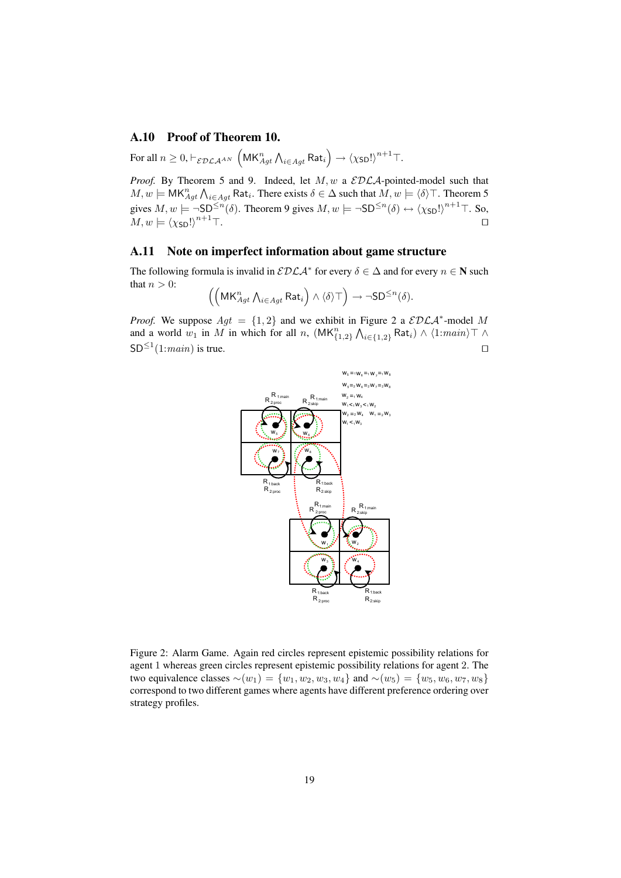## A.10 Proof of Theorem 10.

For all $n \geq 0, \vdash_{\mathcal{EDLA}^{AN}} \left(\mathsf{MK}^n_{Agt} \bigwedge_{i \in Agt} \mathsf{Rat}_i\right) \rightarrow \langle \chi_{\mathsf{SD}}! \rangle^{n+1} \top$.

*Proof.* By Theorem 5 and 9. Indeed, let $M, w$ a $\mathcal{EDLA}$-pointed-model such that $M, w \models \mathsf{MK}^n_{Agt} \bigwedge_{i \in Agt} \mathsf{Rat}_i$. There exists $\delta \in \Delta$ such that $M, w \models \langle \delta \rangle \top$. Theorem 5 gives $M, w \models \neg \mathsf{SD}^{\leq n}(\delta)$. Theorem 9 gives $M, w \models \neg \mathsf{SD}^{\leq n}(\delta) \leftrightarrow \langle \chi_{\mathsf{SD}}! \rangle^{n+1} \top$. So, $M, w \models \langle \chi_{\mathsf{SD}}! \rangle^{n+1} \top$. $\square$

## A.11 Note on imperfect information about game structure

The following formula is invalid in $\mathcal{EDLA}^*$ for every $\delta \in \Delta$ and for every $n \in \mathbf{N}$ such that $n > 0$:

$$\left(\left(\mathsf{MK}^n_{Agt} \bigwedge_{i \in Agt} \mathsf{Rat}_i\right) \wedge \langle \delta \rangle \top\right) \rightarrow \neg \mathsf{SD}^{\leq n}(\delta).$$

*Proof.* We suppose $Agt = \{1, 2\}$ and we exhibit in Figure 2 a $\mathcal{EDLA}^*$-model $M$ and a world $w_1$ in $M$ in which for all $n$, $(\mathsf{MK}^n_{\{1,2\}} \bigwedge_{i \in \{1,2\}} \mathsf{Rat}_i) \wedge \langle 1{:}main \rangle \top \wedge \mathsf{SD}^{\leq 1}(1{:}main)$ is true. $\square$

Figure 2: Alarm Game. Again red circles represent epistemic possibility relations for agent 1 whereas green circles represent epistemic possibility relations for agent 2. The two equivalence classes $\sim(w_1) = \{w_1, w_2, w_3, w_4\}$ and $\sim(w_5) = \{w_5, w_6, w_7, w_8\}$ correspond to two different games where agents have different preference ordering over strategy profiles.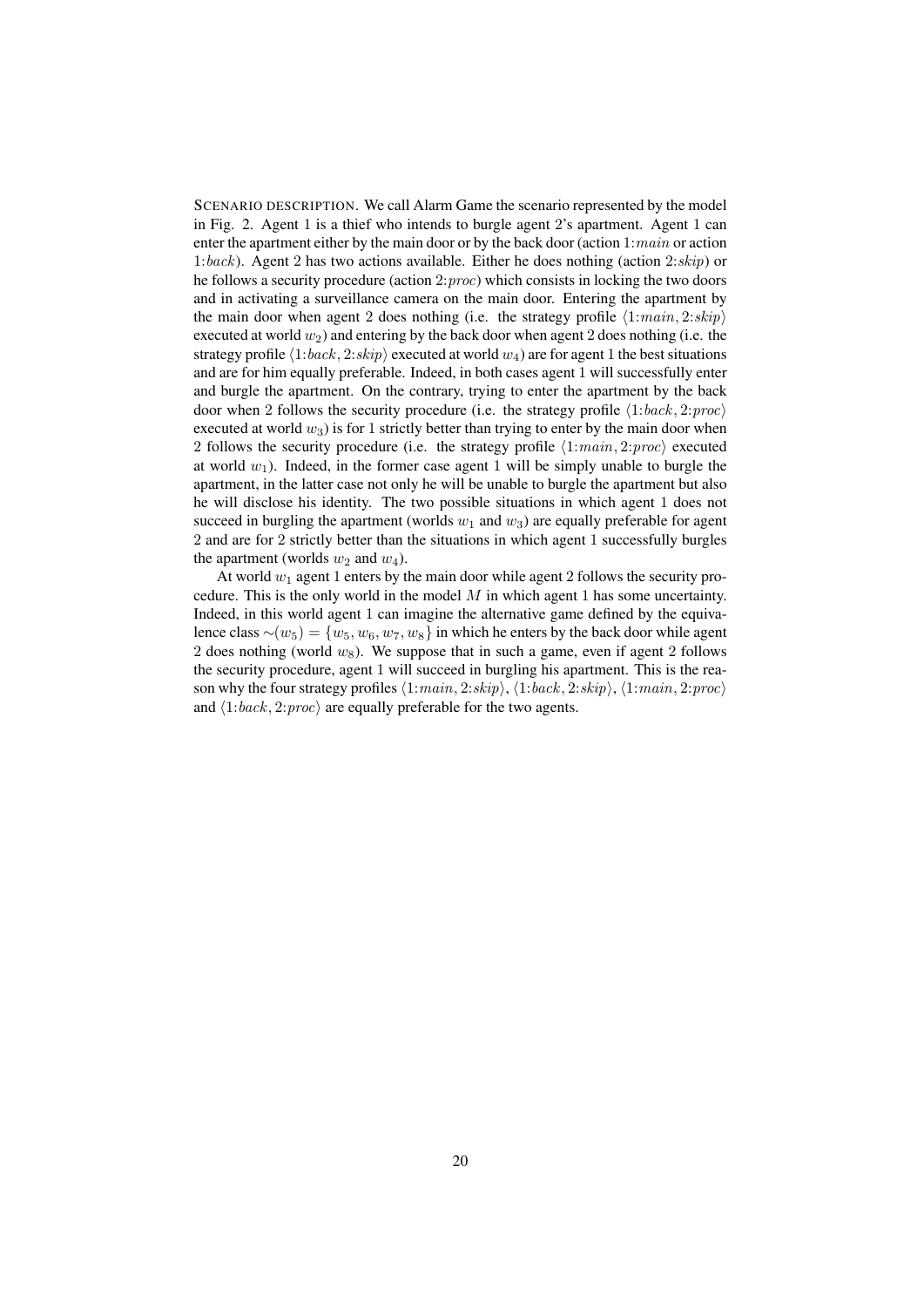SCENARIO DESCRIPTION. We call Alarm Game the scenario represented by the model in Fig. 2. Agent 1 is a thief who intends to burgle agent 2's apartment. Agent 1 can enter the apartment either by the main door or by the back door (action $1{:}main$ or action $1{:}back$). Agent 2 has two actions available. Either he does nothing (action $2{:}skip$) or he follows a security procedure (action $2{:}proc$) which consists in locking the two doors and in activating a surveillance camera on the main door. Entering the apartment by the main door when agent 2 does nothing (i.e. the strategy profile $\langle 1{:}main, 2{:}skip \rangle$ executed at world $w_2$) and entering by the back door when agent 2 does nothing (i.e. the strategy profile $\langle 1{:}back, 2{:}skip \rangle$ executed at world $w_4$) are for agent 1 the best situations and are for him equally preferable. Indeed, in both cases agent 1 will successfully enter and burgle the apartment. On the contrary, trying to enter the apartment by the back door when 2 follows the security procedure (i.e. the strategy profile $\langle 1{:}back, 2{:}proc \rangle$ executed at world $w_3$) is for 1 strictly better than trying to enter by the main door when 2 follows the security procedure (i.e. the strategy profile $\langle 1{:}main, 2{:}proc \rangle$ executed at world $w_1$). Indeed, in the former case agent 1 will be simply unable to burgle the apartment, in the latter case not only he will be unable to burgle the apartment but also he will disclose his identity. The two possible situations in which agent 1 does not succeed in burgling the apartment (worlds $w_1$ and $w_3$) are equally preferable for agent 2 and are for 2 strictly better than the situations in which agent 1 successfully burgles the apartment (worlds $w_2$ and $w_4$).

At world $w_1$ agent 1 enters by the main door while agent 2 follows the security procedure. This is the only world in the model $M$ in which agent 1 has some uncertainty. Indeed, in this world agent 1 can imagine the alternative game defined by the equivalence class $\sim(w_5) = \{w_5, w_6, w_7, w_8\}$ in which he enters by the back door while agent 2 does nothing (world $w_8$). We suppose that in such a game, even if agent 2 follows the security procedure, agent 1 will succeed in burgling his apartment. This is the reason why the four strategy profiles $\langle 1{:}main, 2{:}skip \rangle$, $\langle 1{:}back, 2{:}skip \rangle$, $\langle 1{:}main, 2{:}proc \rangle$ and $\langle 1{:}back, 2{:}proc \rangle$ are equally preferable for the two agents.